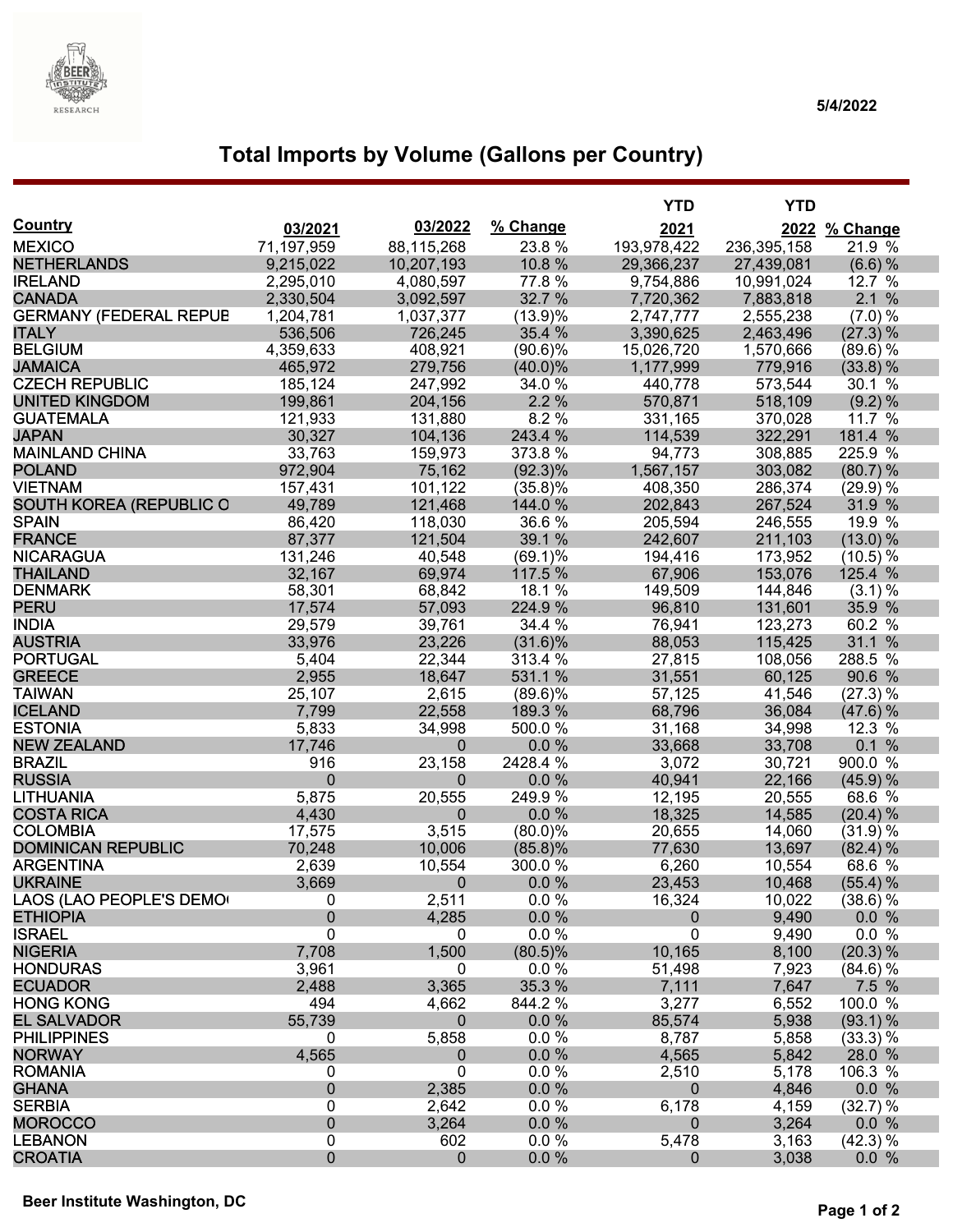5/4/2022

# Total Imports by Volume (Gallons per Country)

| Country | 03/2021 | 03/2022 | % Change | YTD 2021 | YTD 2022 | % Change |
|---|---|---|---|---|---|---|
| MEXICO | 71,197,959 | 88,115,268 | 23.8 % | 193,978,422 | 236,395,158 | 21.9 % |
| NETHERLANDS | 9,215,022 | 10,207,193 | 10.8 % | 29,366,237 | 27,439,081 | (6.6) % |
| IRELAND | 2,295,010 | 4,080,597 | 77.8 % | 9,754,886 | 10,991,024 | 12.7 % |
| CANADA | 2,330,504 | 3,092,597 | 32.7 % | 7,720,362 | 7,883,818 | 2.1 % |
| GERMANY (FEDERAL REPUB | 1,204,781 | 1,037,377 | (13.9)% | 2,747,777 | 2,555,238 | (7.0) % |
| ITALY | 536,506 | 726,245 | 35.4 % | 3,390,625 | 2,463,496 | (27.3) % |
| BELGIUM | 4,359,633 | 408,921 | (90.6)% | 15,026,720 | 1,570,666 | (89.6) % |
| JAMAICA | 465,972 | 279,756 | (40.0)% | 1,177,999 | 779,916 | (33.8) % |
| CZECH REPUBLIC | 185,124 | 247,992 | 34.0 % | 440,778 | 573,544 | 30.1 % |
| UNITED KINGDOM | 199,861 | 204,156 | 2.2 % | 570,871 | 518,109 | (9.2) % |
| GUATEMALA | 121,933 | 131,880 | 8.2 % | 331,165 | 370,028 | 11.7 % |
| JAPAN | 30,327 | 104,136 | 243.4 % | 114,539 | 322,291 | 181.4 % |
| MAINLAND CHINA | 33,763 | 159,973 | 373.8 % | 94,773 | 308,885 | 225.9 % |
| POLAND | 972,904 | 75,162 | (92.3)% | 1,567,157 | 303,082 | (80.7) % |
| VIETNAM | 157,431 | 101,122 | (35.8)% | 408,350 | 286,374 | (29.9) % |
| SOUTH KOREA (REPUBLIC O | 49,789 | 121,468 | 144.0 % | 202,843 | 267,524 | 31.9 % |
| SPAIN | 86,420 | 118,030 | 36.6 % | 205,594 | 246,555 | 19.9 % |
| FRANCE | 87,377 | 121,504 | 39.1 % | 242,607 | 211,103 | (13.0) % |
| NICARAGUA | 131,246 | 40,548 | (69.1)% | 194,416 | 173,952 | (10.5) % |
| THAILAND | 32,167 | 69,974 | 117.5 % | 67,906 | 153,076 | 125.4 % |
| DENMARK | 58,301 | 68,842 | 18.1 % | 149,509 | 144,846 | (3.1) % |
| PERU | 17,574 | 57,093 | 224.9 % | 96,810 | 131,601 | 35.9 % |
| INDIA | 29,579 | 39,761 | 34.4 % | 76,941 | 123,273 | 60.2 % |
| AUSTRIA | 33,976 | 23,226 | (31.6)% | 88,053 | 115,425 | 31.1 % |
| PORTUGAL | 5,404 | 22,344 | 313.4 % | 27,815 | 108,056 | 288.5 % |
| GREECE | 2,955 | 18,647 | 531.1 % | 31,551 | 60,125 | 90.6 % |
| TAIWAN | 25,107 | 2,615 | (89.6)% | 57,125 | 41,546 | (27.3) % |
| ICELAND | 7,799 | 22,558 | 189.3 % | 68,796 | 36,084 | (47.6) % |
| ESTONIA | 5,833 | 34,998 | 500.0 % | 31,168 | 34,998 | 12.3 % |
| NEW ZEALAND | 17,746 | 0 | 0.0 % | 33,668 | 33,708 | 0.1 % |
| BRAZIL | 916 | 23,158 | 2428.4 % | 3,072 | 30,721 | 900.0 % |
| RUSSIA | 0 | 0 | 0.0 % | 40,941 | 22,166 | (45.9) % |
| LITHUANIA | 5,875 | 20,555 | 249.9 % | 12,195 | 20,555 | 68.6 % |
| COSTA RICA | 4,430 | 0 | 0.0 % | 18,325 | 14,585 | (20.4) % |
| COLOMBIA | 17,575 | 3,515 | (80.0)% | 20,655 | 14,060 | (31.9) % |
| DOMINICAN REPUBLIC | 70,248 | 10,006 | (85.8)% | 77,630 | 13,697 | (82.4) % |
| ARGENTINA | 2,639 | 10,554 | 300.0 % | 6,260 | 10,554 | 68.6 % |
| UKRAINE | 3,669 | 0 | 0.0 % | 23,453 | 10,468 | (55.4) % |
| LAOS (LAO PEOPLE'S DEMO | 0 | 2,511 | 0.0 % | 16,324 | 10,022 | (38.6) % |
| ETHIOPIA | 0 | 4,285 | 0.0 % | 0 | 9,490 | 0.0 % |
| ISRAEL | 0 | 0 | 0.0 % | 0 | 9,490 | 0.0 % |
| NIGERIA | 7,708 | 1,500 | (80.5)% | 10,165 | 8,100 | (20.3) % |
| HONDURAS | 3,961 | 0 | 0.0 % | 51,498 | 7,923 | (84.6) % |
| ECUADOR | 2,488 | 3,365 | 35.3 % | 7,111 | 7,647 | 7.5 % |
| HONG KONG | 494 | 4,662 | 844.2 % | 3,277 | 6,552 | 100.0 % |
| EL SALVADOR | 55,739 | 0 | 0.0 % | 85,574 | 5,938 | (93.1) % |
| PHILIPPINES | 0 | 5,858 | 0.0 % | 8,787 | 5,858 | (33.3) % |
| NORWAY | 4,565 | 0 | 0.0 % | 4,565 | 5,842 | 28.0 % |
| ROMANIA | 0 | 0 | 0.0 % | 2,510 | 5,178 | 106.3 % |
| GHANA | 0 | 2,385 | 0.0 % | 0 | 4,846 | 0.0 % |
| SERBIA | 0 | 2,642 | 0.0 % | 6,178 | 4,159 | (32.7) % |
| MOROCCO | 0 | 3,264 | 0.0 % | 0 | 3,264 | 0.0 % |
| LEBANON | 0 | 602 | 0.0 % | 5,478 | 3,163 | (42.3) % |
| CROATIA | 0 | 0 | 0.0 % | 0 | 3,038 | 0.0 % |

Beer Institute Washington, DC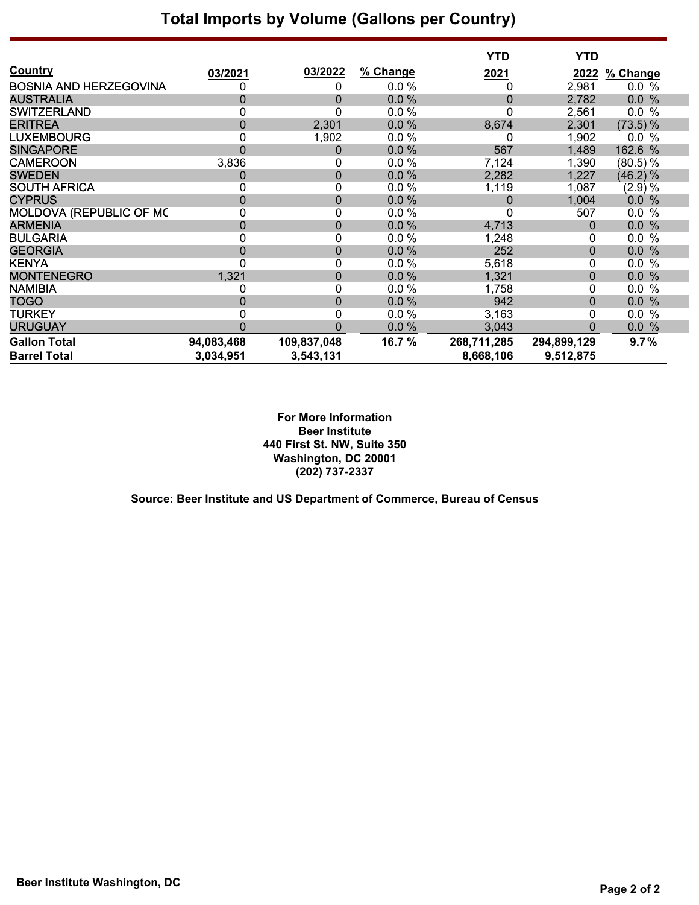# Total Imports by Volume (Gallons per Country)

| Country | 03/2021 | 03/2022 | % Change | YTD 2021 | YTD 2022 | % Change |
|---|---|---|---|---|---|---|
| BOSNIA AND HERZEGOVINA | 0 | 0 | 0.0 % | 0 | 2,981 | 0.0 % |
| AUSTRALIA | 0 | 0 | 0.0 % | 0 | 2,782 | 0.0 % |
| SWITZERLAND | 0 | 0 | 0.0 % | 0 | 2,561 | 0.0 % |
| ERITREA | 0 | 2,301 | 0.0 % | 8,674 | 2,301 | (73.5) % |
| LUXEMBOURG | 0 | 1,902 | 0.0 % | 0 | 1,902 | 0.0 % |
| SINGAPORE | 0 | 0 | 0.0 % | 567 | 1,489 | 162.6 % |
| CAMEROON | 3,836 | 0 | 0.0 % | 7,124 | 1,390 | (80.5) % |
| SWEDEN | 0 | 0 | 0.0 % | 2,282 | 1,227 | (46.2) % |
| SOUTH AFRICA | 0 | 0 | 0.0 % | 1,119 | 1,087 | (2.9) % |
| CYPRUS | 0 | 0 | 0.0 % | 0 | 1,004 | 0.0 % |
| MOLDOVA (REPUBLIC OF MC | 0 | 0 | 0.0 % | 0 | 507 | 0.0 % |
| ARMENIA | 0 | 0 | 0.0 % | 4,713 | 0 | 0.0 % |
| BULGARIA | 0 | 0 | 0.0 % | 1,248 | 0 | 0.0 % |
| GEORGIA | 0 | 0 | 0.0 % | 252 | 0 | 0.0 % |
| KENYA | 0 | 0 | 0.0 % | 5,618 | 0 | 0.0 % |
| MONTENEGRO | 1,321 | 0 | 0.0 % | 1,321 | 0 | 0.0 % |
| NAMIBIA | 0 | 0 | 0.0 % | 1,758 | 0 | 0.0 % |
| TOGO | 0 | 0 | 0.0 % | 942 | 0 | 0.0 % |
| TURKEY | 0 | 0 | 0.0 % | 3,163 | 0 | 0.0 % |
| URUGUAY | 0 | 0 | 0.0 % | 3,043 | 0 | 0.0 % |
| **Gallon Total** | **94,083,468** | **109,837,048** | **16.7 %** | **268,711,285** | **294,899,129** | **9.7%** |
| **Barrel Total** | **3,034,951** | **3,543,131** | | **8,668,106** | **9,512,875** | |

**For More Information**
**Beer Institute**
**440 First St. NW, Suite 350**
**Washington, DC 20001**
**(202) 737-2337**

**Source: Beer Institute and US Department of Commerce, Bureau of Census**

**Beer Institute Washington, DC**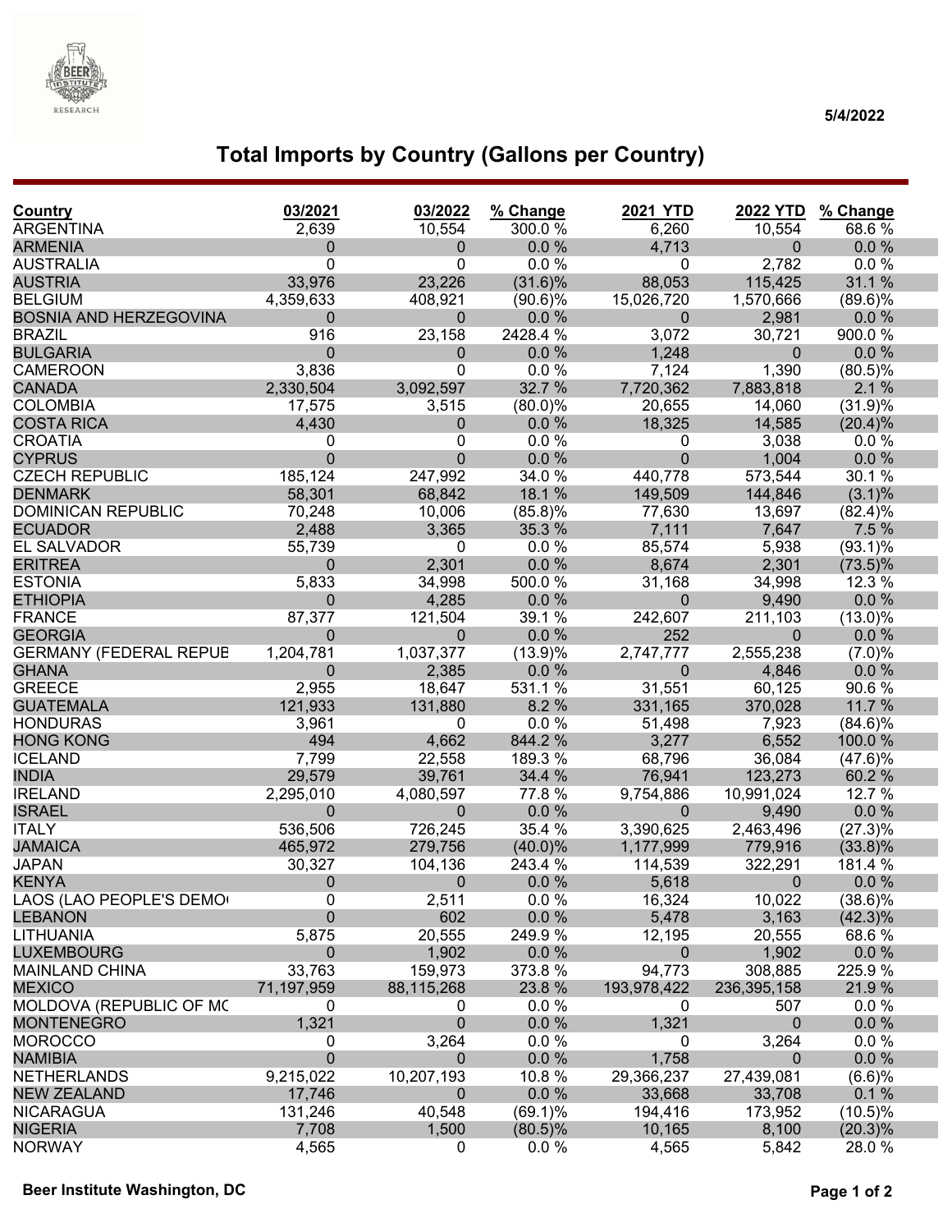5/4/2022

# Total Imports by Country (Gallons per Country)

| Country | 03/2021 | 03/2022 | % Change | 2021 YTD | 2022 YTD | % Change |
|---|---|---|---|---|---|---|
| ARGENTINA | 2,639 | 10,554 | 300.0 % | 6,260 | 10,554 | 68.6 % |
| ARMENIA | 0 | 0 | 0.0 % | 4,713 | 0 | 0.0 % |
| AUSTRALIA | 0 | 0 | 0.0 % | 0 | 2,782 | 0.0 % |
| AUSTRIA | 33,976 | 23,226 | (31.6)% | 88,053 | 115,425 | 31.1 % |
| BELGIUM | 4,359,633 | 408,921 | (90.6)% | 15,026,720 | 1,570,666 | (89.6)% |
| BOSNIA AND HERZEGOVINA | 0 | 0 | 0.0 % | 0 | 2,981 | 0.0 % |
| BRAZIL | 916 | 23,158 | 2428.4 % | 3,072 | 30,721 | 900.0 % |
| BULGARIA | 0 | 0 | 0.0 % | 1,248 | 0 | 0.0 % |
| CAMEROON | 3,836 | 0 | 0.0 % | 7,124 | 1,390 | (80.5)% |
| CANADA | 2,330,504 | 3,092,597 | 32.7 % | 7,720,362 | 7,883,818 | 2.1 % |
| COLOMBIA | 17,575 | 3,515 | (80.0)% | 20,655 | 14,060 | (31.9)% |
| COSTA RICA | 4,430 | 0 | 0.0 % | 18,325 | 14,585 | (20.4)% |
| CROATIA | 0 | 0 | 0.0 % | 0 | 3,038 | 0.0 % |
| CYPRUS | 0 | 0 | 0.0 % | 0 | 1,004 | 0.0 % |
| CZECH REPUBLIC | 185,124 | 247,992 | 34.0 % | 440,778 | 573,544 | 30.1 % |
| DENMARK | 58,301 | 68,842 | 18.1 % | 149,509 | 144,846 | (3.1)% |
| DOMINICAN REPUBLIC | 70,248 | 10,006 | (85.8)% | 77,630 | 13,697 | (82.4)% |
| ECUADOR | 2,488 | 3,365 | 35.3 % | 7,111 | 7,647 | 7.5 % |
| EL SALVADOR | 55,739 | 0 | 0.0 % | 85,574 | 5,938 | (93.1)% |
| ERITREA | 0 | 2,301 | 0.0 % | 8,674 | 2,301 | (73.5)% |
| ESTONIA | 5,833 | 34,998 | 500.0 % | 31,168 | 34,998 | 12.3 % |
| ETHIOPIA | 0 | 4,285 | 0.0 % | 0 | 9,490 | 0.0 % |
| FRANCE | 87,377 | 121,504 | 39.1 % | 242,607 | 211,103 | (13.0)% |
| GEORGIA | 0 | 0 | 0.0 % | 252 | 0 | 0.0 % |
| GERMANY (FEDERAL REPUB | 1,204,781 | 1,037,377 | (13.9)% | 2,747,777 | 2,555,238 | (7.0)% |
| GHANA | 0 | 2,385 | 0.0 % | 0 | 4,846 | 0.0 % |
| GREECE | 2,955 | 18,647 | 531.1 % | 31,551 | 60,125 | 90.6 % |
| GUATEMALA | 121,933 | 131,880 | 8.2 % | 331,165 | 370,028 | 11.7 % |
| HONDURAS | 3,961 | 0 | 0.0 % | 51,498 | 7,923 | (84.6)% |
| HONG KONG | 494 | 4,662 | 844.2 % | 3,277 | 6,552 | 100.0 % |
| ICELAND | 7,799 | 22,558 | 189.3 % | 68,796 | 36,084 | (47.6)% |
| INDIA | 29,579 | 39,761 | 34.4 % | 76,941 | 123,273 | 60.2 % |
| IRELAND | 2,295,010 | 4,080,597 | 77.8 % | 9,754,886 | 10,991,024 | 12.7 % |
| ISRAEL | 0 | 0 | 0.0 % | 0 | 9,490 | 0.0 % |
| ITALY | 536,506 | 726,245 | 35.4 % | 3,390,625 | 2,463,496 | (27.3)% |
| JAMAICA | 465,972 | 279,756 | (40.0)% | 1,177,999 | 779,916 | (33.8)% |
| JAPAN | 30,327 | 104,136 | 243.4 % | 114,539 | 322,291 | 181.4 % |
| KENYA | 0 | 0 | 0.0 % | 5,618 | 0 | 0.0 % |
| LAOS (LAO PEOPLE'S DEMO | 0 | 2,511 | 0.0 % | 16,324 | 10,022 | (38.6)% |
| LEBANON | 0 | 602 | 0.0 % | 5,478 | 3,163 | (42.3)% |
| LITHUANIA | 5,875 | 20,555 | 249.9 % | 12,195 | 20,555 | 68.6 % |
| LUXEMBOURG | 0 | 1,902 | 0.0 % | 0 | 1,902 | 0.0 % |
| MAINLAND CHINA | 33,763 | 159,973 | 373.8 % | 94,773 | 308,885 | 225.9 % |
| MEXICO | 71,197,959 | 88,115,268 | 23.8 % | 193,978,422 | 236,395,158 | 21.9 % |
| MOLDOVA (REPUBLIC OF MC | 0 | 0 | 0.0 % | 0 | 507 | 0.0 % |
| MONTENEGRO | 1,321 | 0 | 0.0 % | 1,321 | 0 | 0.0 % |
| MOROCCO | 0 | 3,264 | 0.0 % | 0 | 3,264 | 0.0 % |
| NAMIBIA | 0 | 0 | 0.0 % | 1,758 | 0 | 0.0 % |
| NETHERLANDS | 9,215,022 | 10,207,193 | 10.8 % | 29,366,237 | 27,439,081 | (6.6)% |
| NEW ZEALAND | 17,746 | 0 | 0.0 % | 33,668 | 33,708 | 0.1 % |
| NICARAGUA | 131,246 | 40,548 | (69.1)% | 194,416 | 173,952 | (10.5)% |
| NIGERIA | 7,708 | 1,500 | (80.5)% | 10,165 | 8,100 | (20.3)% |
| NORWAY | 4,565 | 0 | 0.0 % | 4,565 | 5,842 | 28.0 % |

Beer Institute Washington, DC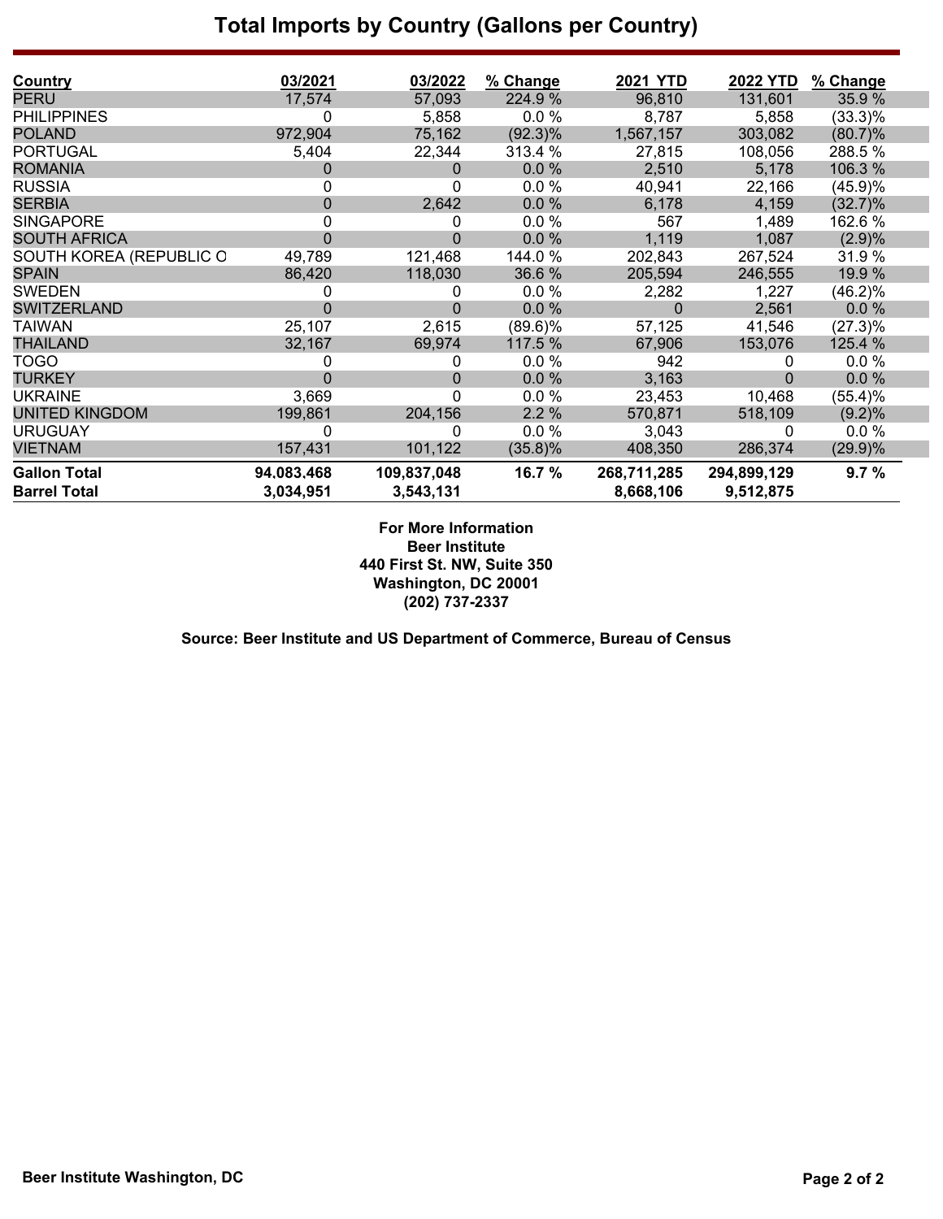# Total Imports by Country (Gallons per Country)

| Country | 03/2021 | 03/2022 | % Change | 2021 YTD | 2022 YTD | % Change |
|---|---|---|---|---|---|---|
| PERU | 17,574 | 57,093 | 224.9 % | 96,810 | 131,601 | 35.9 % |
| PHILIPPINES | 0 | 5,858 | 0.0 % | 8,787 | 5,858 | (33.3)% |
| POLAND | 972,904 | 75,162 | (92.3)% | 1,567,157 | 303,082 | (80.7)% |
| PORTUGAL | 5,404 | 22,344 | 313.4 % | 27,815 | 108,056 | 288.5 % |
| ROMANIA | 0 | 0 | 0.0 % | 2,510 | 5,178 | 106.3 % |
| RUSSIA | 0 | 0 | 0.0 % | 40,941 | 22,166 | (45.9)% |
| SERBIA | 0 | 2,642 | 0.0 % | 6,178 | 4,159 | (32.7)% |
| SINGAPORE | 0 | 0 | 0.0 % | 567 | 1,489 | 162.6 % |
| SOUTH AFRICA | 0 | 0 | 0.0 % | 1,119 | 1,087 | (2.9)% |
| SOUTH KOREA (REPUBLIC O | 49,789 | 121,468 | 144.0 % | 202,843 | 267,524 | 31.9 % |
| SPAIN | 86,420 | 118,030 | 36.6 % | 205,594 | 246,555 | 19.9 % |
| SWEDEN | 0 | 0 | 0.0 % | 2,282 | 1,227 | (46.2)% |
| SWITZERLAND | 0 | 0 | 0.0 % | 0 | 2,561 | 0.0 % |
| TAIWAN | 25,107 | 2,615 | (89.6)% | 57,125 | 41,546 | (27.3)% |
| THAILAND | 32,167 | 69,974 | 117.5 % | 67,906 | 153,076 | 125.4 % |
| TOGO | 0 | 0 | 0.0 % | 942 | 0 | 0.0 % |
| TURKEY | 0 | 0 | 0.0 % | 3,163 | 0 | 0.0 % |
| UKRAINE | 3,669 | 0 | 0.0 % | 23,453 | 10,468 | (55.4)% |
| UNITED KINGDOM | 199,861 | 204,156 | 2.2 % | 570,871 | 518,109 | (9.2)% |
| URUGUAY | 0 | 0 | 0.0 % | 3,043 | 0 | 0.0 % |
| VIETNAM | 157,431 | 101,122 | (35.8)% | 408,350 | 286,374 | (29.9)% |
| **Gallon Total** | **94,083,468** | **109,837,048** | **16.7 %** | **268,711,285** | **294,899,129** | **9.7 %** |
| **Barrel Total** | **3,034,951** | **3,543,131** | | **8,668,106** | **9,512,875** | |

**For More Information**
**Beer Institute**
**440 First St. NW, Suite 350**
**Washington, DC 20001**
**(202) 737-2337**

**Source: Beer Institute and US Department of Commerce, Bureau of Census**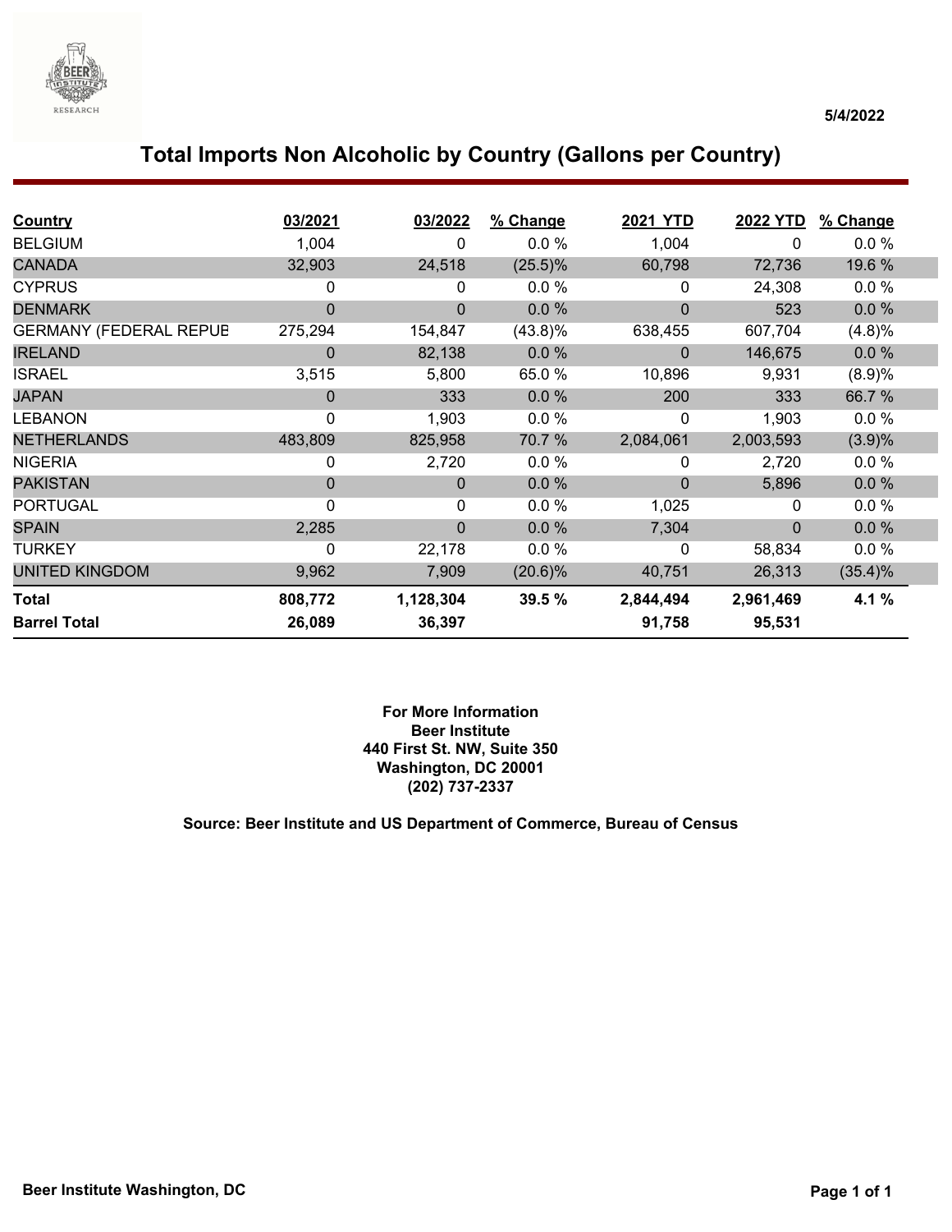5/4/2022

# Total Imports Non Alcoholic by Country (Gallons per Country)

| Country | 03/2021 | 03/2022 | % Change | 2021 YTD | 2022 YTD | % Change |
|---|---|---|---|---|---|---|
| BELGIUM | 1,004 | 0 | 0.0 % | 1,004 | 0 | 0.0 % |
| CANADA | 32,903 | 24,518 | (25.5)% | 60,798 | 72,736 | 19.6 % |
| CYPRUS | 0 | 0 | 0.0 % | 0 | 24,308 | 0.0 % |
| DENMARK | 0 | 0 | 0.0 % | 0 | 523 | 0.0 % |
| GERMANY (FEDERAL REPUB | 275,294 | 154,847 | (43.8)% | 638,455 | 607,704 | (4.8)% |
| IRELAND | 0 | 82,138 | 0.0 % | 0 | 146,675 | 0.0 % |
| ISRAEL | 3,515 | 5,800 | 65.0 % | 10,896 | 9,931 | (8.9)% |
| JAPAN | 0 | 333 | 0.0 % | 200 | 333 | 66.7 % |
| LEBANON | 0 | 1,903 | 0.0 % | 0 | 1,903 | 0.0 % |
| NETHERLANDS | 483,809 | 825,958 | 70.7 % | 2,084,061 | 2,003,593 | (3.9)% |
| NIGERIA | 0 | 2,720 | 0.0 % | 0 | 2,720 | 0.0 % |
| PAKISTAN | 0 | 0 | 0.0 % | 0 | 5,896 | 0.0 % |
| PORTUGAL | 0 | 0 | 0.0 % | 1,025 | 0 | 0.0 % |
| SPAIN | 2,285 | 0 | 0.0 % | 7,304 | 0 | 0.0 % |
| TURKEY | 0 | 22,178 | 0.0 % | 0 | 58,834 | 0.0 % |
| UNITED KINGDOM | 9,962 | 7,909 | (20.6)% | 40,751 | 26,313 | (35.4)% |
| **Total** | **808,772** | **1,128,304** | **39.5 %** | **2,844,494** | **2,961,469** | **4.1 %** |
| **Barrel Total** | **26,089** | **36,397** | | **91,758** | **95,531** | |

**For More Information**
**Beer Institute**
**440 First St. NW, Suite 350**
**Washington, DC 20001**
**(202) 737-2337**

**Source: Beer Institute and US Department of Commerce, Bureau of Census**

**Beer Institute Washington, DC**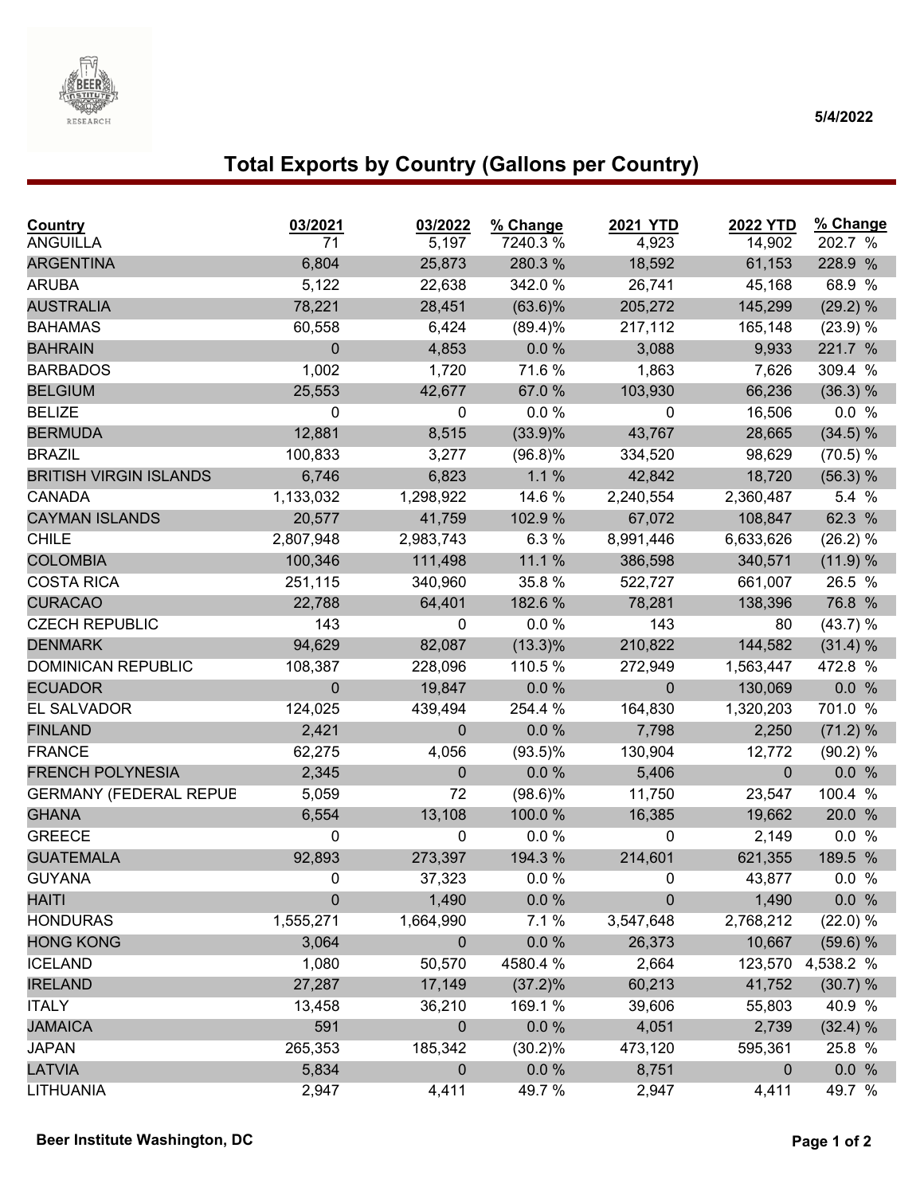5/4/2022

# Total Exports by Country (Gallons per Country)

| Country | 03/2021 | 03/2022 | % Change | 2021 YTD | 2022 YTD | % Change |
|---|---|---|---|---|---|---|
| ANGUILLA | 71 | 5,197 | 7240.3 % | 4,923 | 14,902 | 202.7 % |
| ARGENTINA | 6,804 | 25,873 | 280.3 % | 18,592 | 61,153 | 228.9 % |
| ARUBA | 5,122 | 22,638 | 342.0 % | 26,741 | 45,168 | 68.9 % |
| AUSTRALIA | 78,221 | 28,451 | (63.6)% | 205,272 | 145,299 | (29.2) % |
| BAHAMAS | 60,558 | 6,424 | (89.4)% | 217,112 | 165,148 | (23.9) % |
| BAHRAIN | 0 | 4,853 | 0.0 % | 3,088 | 9,933 | 221.7 % |
| BARBADOS | 1,002 | 1,720 | 71.6 % | 1,863 | 7,626 | 309.4 % |
| BELGIUM | 25,553 | 42,677 | 67.0 % | 103,930 | 66,236 | (36.3) % |
| BELIZE | 0 | 0 | 0.0 % | 0 | 16,506 | 0.0 % |
| BERMUDA | 12,881 | 8,515 | (33.9)% | 43,767 | 28,665 | (34.5) % |
| BRAZIL | 100,833 | 3,277 | (96.8)% | 334,520 | 98,629 | (70.5) % |
| BRITISH VIRGIN ISLANDS | 6,746 | 6,823 | 1.1 % | 42,842 | 18,720 | (56.3) % |
| CANADA | 1,133,032 | 1,298,922 | 14.6 % | 2,240,554 | 2,360,487 | 5.4 % |
| CAYMAN ISLANDS | 20,577 | 41,759 | 102.9 % | 67,072 | 108,847 | 62.3 % |
| CHILE | 2,807,948 | 2,983,743 | 6.3 % | 8,991,446 | 6,633,626 | (26.2) % |
| COLOMBIA | 100,346 | 111,498 | 11.1 % | 386,598 | 340,571 | (11.9) % |
| COSTA RICA | 251,115 | 340,960 | 35.8 % | 522,727 | 661,007 | 26.5 % |
| CURACAO | 22,788 | 64,401 | 182.6 % | 78,281 | 138,396 | 76.8 % |
| CZECH REPUBLIC | 143 | 0 | 0.0 % | 143 | 80 | (43.7) % |
| DENMARK | 94,629 | 82,087 | (13.3)% | 210,822 | 144,582 | (31.4) % |
| DOMINICAN REPUBLIC | 108,387 | 228,096 | 110.5 % | 272,949 | 1,563,447 | 472.8 % |
| ECUADOR | 0 | 19,847 | 0.0 % | 0 | 130,069 | 0.0 % |
| EL SALVADOR | 124,025 | 439,494 | 254.4 % | 164,830 | 1,320,203 | 701.0 % |
| FINLAND | 2,421 | 0 | 0.0 % | 7,798 | 2,250 | (71.2) % |
| FRANCE | 62,275 | 4,056 | (93.5)% | 130,904 | 12,772 | (90.2) % |
| FRENCH POLYNESIA | 2,345 | 0 | 0.0 % | 5,406 | 0 | 0.0 % |
| GERMANY (FEDERAL REPUE | 5,059 | 72 | (98.6)% | 11,750 | 23,547 | 100.4 % |
| GHANA | 6,554 | 13,108 | 100.0 % | 16,385 | 19,662 | 20.0 % |
| GREECE | 0 | 0 | 0.0 % | 0 | 2,149 | 0.0 % |
| GUATEMALA | 92,893 | 273,397 | 194.3 % | 214,601 | 621,355 | 189.5 % |
| GUYANA | 0 | 37,323 | 0.0 % | 0 | 43,877 | 0.0 % |
| HAITI | 0 | 1,490 | 0.0 % | 0 | 1,490 | 0.0 % |
| HONDURAS | 1,555,271 | 1,664,990 | 7.1 % | 3,547,648 | 2,768,212 | (22.0) % |
| HONG KONG | 3,064 | 0 | 0.0 % | 26,373 | 10,667 | (59.6) % |
| ICELAND | 1,080 | 50,570 | 4580.4 % | 2,664 | 123,570 | 4,538.2 % |
| IRELAND | 27,287 | 17,149 | (37.2)% | 60,213 | 41,752 | (30.7) % |
| ITALY | 13,458 | 36,210 | 169.1 % | 39,606 | 55,803 | 40.9 % |
| JAMAICA | 591 | 0 | 0.0 % | 4,051 | 2,739 | (32.4) % |
| JAPAN | 265,353 | 185,342 | (30.2)% | 473,120 | 595,361 | 25.8 % |
| LATVIA | 5,834 | 0 | 0.0 % | 8,751 | 0 | 0.0 % |
| LITHUANIA | 2,947 | 4,411 | 49.7 % | 2,947 | 4,411 | 49.7 % |

Beer Institute Washington, DC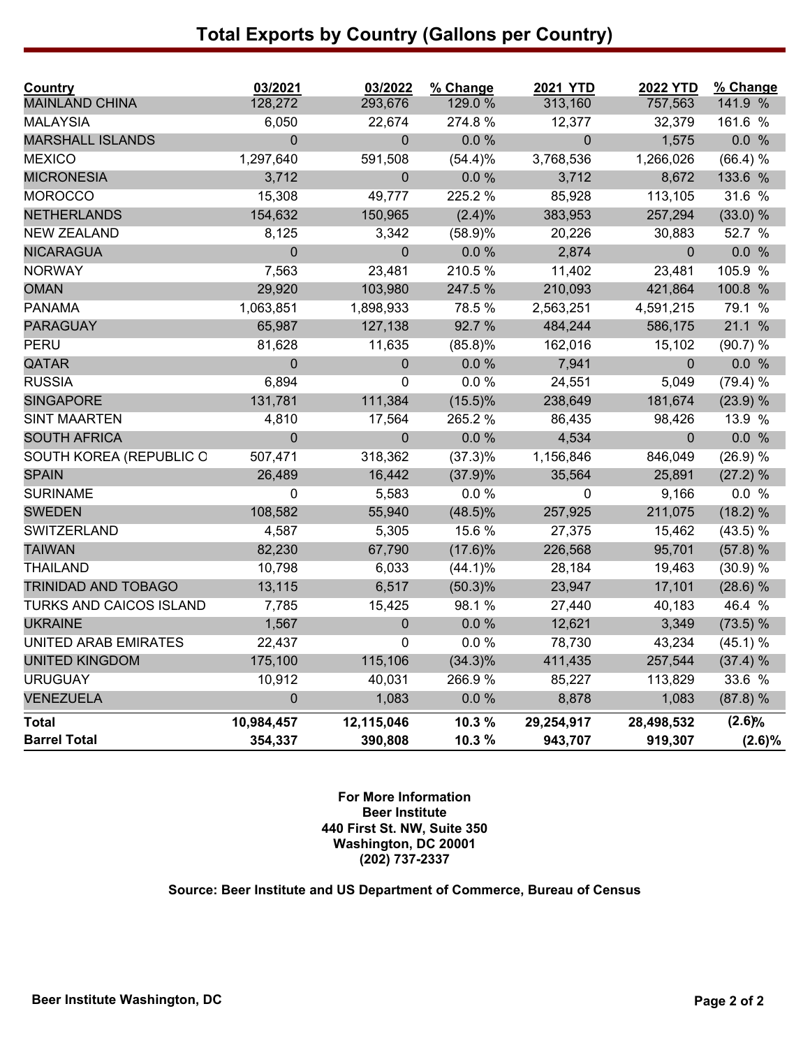# Total Exports by Country (Gallons per Country)

| Country | 03/2021 | 03/2022 | % Change | 2021 YTD | 2022 YTD | % Change |
|---|---|---|---|---|---|---|
| MAINLAND CHINA | 128,272 | 293,676 | 129.0 % | 313,160 | 757,563 | 141.9 % |
| MALAYSIA | 6,050 | 22,674 | 274.8 % | 12,377 | 32,379 | 161.6 % |
| MARSHALL ISLANDS | 0 | 0 | 0.0 % | 0 | 1,575 | 0.0 % |
| MEXICO | 1,297,640 | 591,508 | (54.4)% | 3,768,536 | 1,266,026 | (66.4) % |
| MICRONESIA | 3,712 | 0 | 0.0 % | 3,712 | 8,672 | 133.6 % |
| MOROCCO | 15,308 | 49,777 | 225.2 % | 85,928 | 113,105 | 31.6 % |
| NETHERLANDS | 154,632 | 150,965 | (2.4)% | 383,953 | 257,294 | (33.0) % |
| NEW ZEALAND | 8,125 | 3,342 | (58.9)% | 20,226 | 30,883 | 52.7 % |
| NICARAGUA | 0 | 0 | 0.0 % | 2,874 | 0 | 0.0 % |
| NORWAY | 7,563 | 23,481 | 210.5 % | 11,402 | 23,481 | 105.9 % |
| OMAN | 29,920 | 103,980 | 247.5 % | 210,093 | 421,864 | 100.8 % |
| PANAMA | 1,063,851 | 1,898,933 | 78.5 % | 2,563,251 | 4,591,215 | 79.1 % |
| PARAGUAY | 65,987 | 127,138 | 92.7 % | 484,244 | 586,175 | 21.1 % |
| PERU | 81,628 | 11,635 | (85.8)% | 162,016 | 15,102 | (90.7) % |
| QATAR | 0 | 0 | 0.0 % | 7,941 | 0 | 0.0 % |
| RUSSIA | 6,894 | 0 | 0.0 % | 24,551 | 5,049 | (79.4) % |
| SINGAPORE | 131,781 | 111,384 | (15.5)% | 238,649 | 181,674 | (23.9) % |
| SINT MAARTEN | 4,810 | 17,564 | 265.2 % | 86,435 | 98,426 | 13.9 % |
| SOUTH AFRICA | 0 | 0 | 0.0 % | 4,534 | 0 | 0.0 % |
| SOUTH KOREA (REPUBLIC O | 507,471 | 318,362 | (37.3)% | 1,156,846 | 846,049 | (26.9) % |
| SPAIN | 26,489 | 16,442 | (37.9)% | 35,564 | 25,891 | (27.2) % |
| SURINAME | 0 | 5,583 | 0.0 % | 0 | 9,166 | 0.0 % |
| SWEDEN | 108,582 | 55,940 | (48.5)% | 257,925 | 211,075 | (18.2) % |
| SWITZERLAND | 4,587 | 5,305 | 15.6 % | 27,375 | 15,462 | (43.5) % |
| TAIWAN | 82,230 | 67,790 | (17.6)% | 226,568 | 95,701 | (57.8) % |
| THAILAND | 10,798 | 6,033 | (44.1)% | 28,184 | 19,463 | (30.9) % |
| TRINIDAD AND TOBAGO | 13,115 | 6,517 | (50.3)% | 23,947 | 17,101 | (28.6) % |
| TURKS AND CAICOS ISLAND | 7,785 | 15,425 | 98.1 % | 27,440 | 40,183 | 46.4 % |
| UKRAINE | 1,567 | 0 | 0.0 % | 12,621 | 3,349 | (73.5) % |
| UNITED ARAB EMIRATES | 22,437 | 0 | 0.0 % | 78,730 | 43,234 | (45.1) % |
| UNITED KINGDOM | 175,100 | 115,106 | (34.3)% | 411,435 | 257,544 | (37.4) % |
| URUGUAY | 10,912 | 40,031 | 266.9 % | 85,227 | 113,829 | 33.6 % |
| VENEZUELA | 0 | 1,083 | 0.0 % | 8,878 | 1,083 | (87.8) % |
| **Total** | **10,984,457** | **12,115,046** | **10.3 %** | **29,254,917** | **28,498,532** | **(2.6)%** |
| **Barrel Total** | **354,337** | **390,808** | **10.3 %** | **943,707** | **919,307** | **(2.6)%** |

**For More Information**
**Beer Institute**
**440 First St. NW, Suite 350**
**Washington, DC 20001**
**(202) 737-2337**

**Source: Beer Institute and US Department of Commerce, Bureau of Census**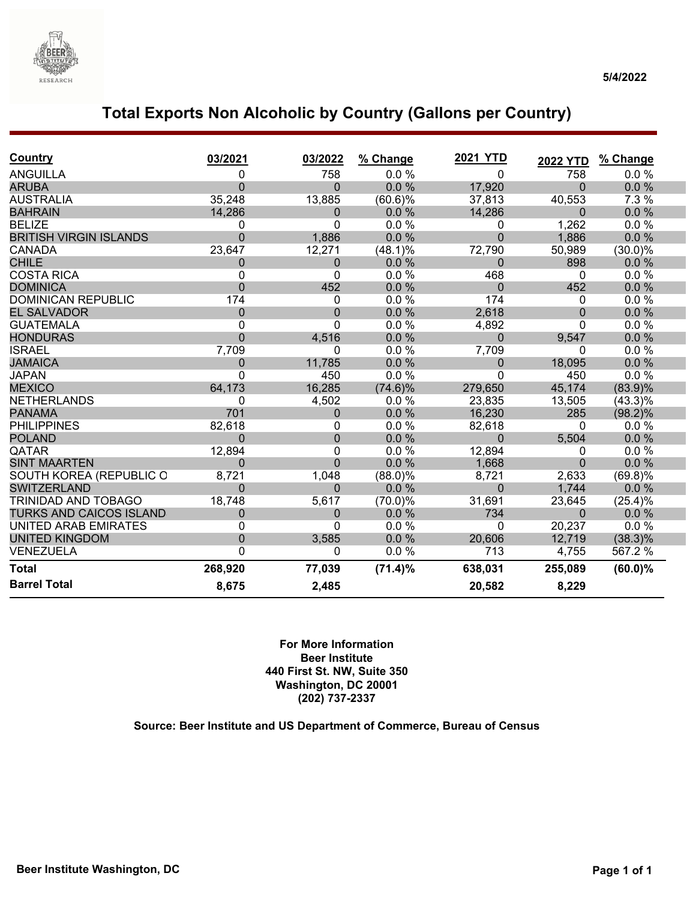5/4/2022

# Total Exports Non Alcoholic by Country (Gallons per Country)

| Country | 03/2021 | 03/2022 | % Change | 2021 YTD | 2022 YTD | % Change |
|---|---|---|---|---|---|---|
| ANGUILLA | 0 | 758 | 0.0 % | 0 | 758 | 0.0 % |
| ARUBA | 0 | 0 | 0.0 % | 17,920 | 0 | 0.0 % |
| AUSTRALIA | 35,248 | 13,885 | (60.6)% | 37,813 | 40,553 | 7.3 % |
| BAHRAIN | 14,286 | 0 | 0.0 % | 14,286 | 0 | 0.0 % |
| BELIZE | 0 | 0 | 0.0 % | 0 | 1,262 | 0.0 % |
| BRITISH VIRGIN ISLANDS | 0 | 1,886 | 0.0 % | 0 | 1,886 | 0.0 % |
| CANADA | 23,647 | 12,271 | (48.1)% | 72,790 | 50,989 | (30.0)% |
| CHILE | 0 | 0 | 0.0 % | 0 | 898 | 0.0 % |
| COSTA RICA | 0 | 0 | 0.0 % | 468 | 0 | 0.0 % |
| DOMINICA | 0 | 452 | 0.0 % | 0 | 452 | 0.0 % |
| DOMINICAN REPUBLIC | 174 | 0 | 0.0 % | 174 | 0 | 0.0 % |
| EL SALVADOR | 0 | 0 | 0.0 % | 2,618 | 0 | 0.0 % |
| GUATEMALA | 0 | 0 | 0.0 % | 4,892 | 0 | 0.0 % |
| HONDURAS | 0 | 4,516 | 0.0 % | 0 | 9,547 | 0.0 % |
| ISRAEL | 7,709 | 0 | 0.0 % | 7,709 | 0 | 0.0 % |
| JAMAICA | 0 | 11,785 | 0.0 % | 0 | 18,095 | 0.0 % |
| JAPAN | 0 | 450 | 0.0 % | 0 | 450 | 0.0 % |
| MEXICO | 64,173 | 16,285 | (74.6)% | 279,650 | 45,174 | (83.9)% |
| NETHERLANDS | 0 | 4,502 | 0.0 % | 23,835 | 13,505 | (43.3)% |
| PANAMA | 701 | 0 | 0.0 % | 16,230 | 285 | (98.2)% |
| PHILIPPINES | 82,618 | 0 | 0.0 % | 82,618 | 0 | 0.0 % |
| POLAND | 0 | 0 | 0.0 % | 0 | 5,504 | 0.0 % |
| QATAR | 12,894 | 0 | 0.0 % | 12,894 | 0 | 0.0 % |
| SINT MAARTEN | 0 | 0 | 0.0 % | 1,668 | 0 | 0.0 % |
| SOUTH KOREA (REPUBLIC O | 8,721 | 1,048 | (88.0)% | 8,721 | 2,633 | (69.8)% |
| SWITZERLAND | 0 | 0 | 0.0 % | 0 | 1,744 | 0.0 % |
| TRINIDAD AND TOBAGO | 18,748 | 5,617 | (70.0)% | 31,691 | 23,645 | (25.4)% |
| TURKS AND CAICOS ISLAND | 0 | 0 | 0.0 % | 734 | 0 | 0.0 % |
| UNITED ARAB EMIRATES | 0 | 0 | 0.0 % | 0 | 20,237 | 0.0 % |
| UNITED KINGDOM | 0 | 3,585 | 0.0 % | 20,606 | 12,719 | (38.3)% |
| VENEZUELA | 0 | 0 | 0.0 % | 713 | 4,755 | 567.2 % |
| **Total** | **268,920** | **77,039** | **(71.4)%** | **638,031** | **255,089** | **(60.0)%** |
| **Barrel Total** | **8,675** | **2,485** | | **20,582** | **8,229** | |

**For More Information**
**Beer Institute**
**440 First St. NW, Suite 350**
**Washington, DC 20001**
**(202) 737-2337**

**Source: Beer Institute and US Department of Commerce, Bureau of Census**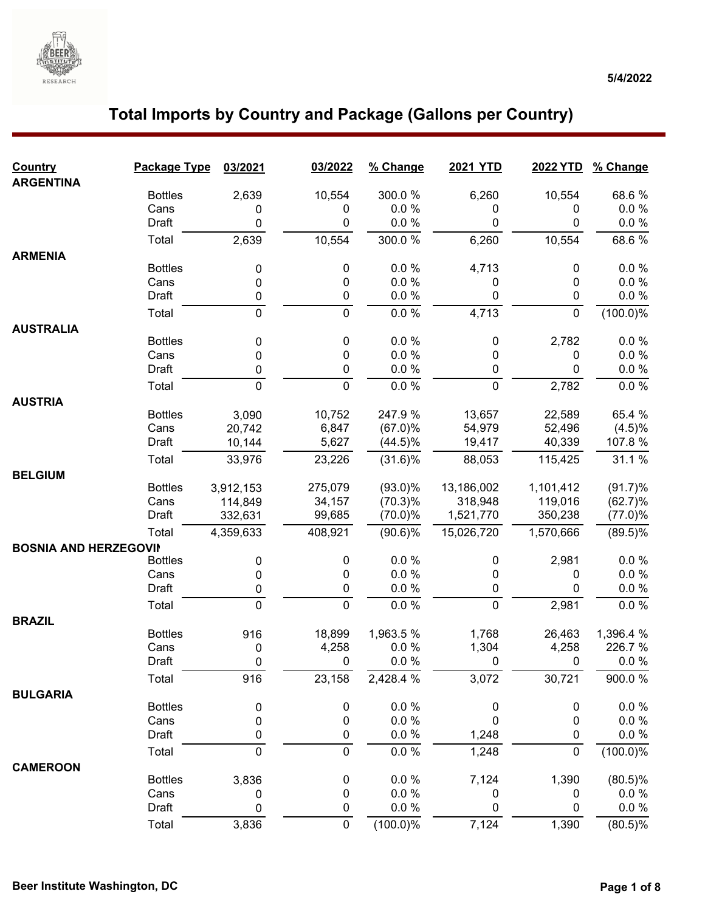5/4/2022

# Total Imports by Country and Package (Gallons per Country)

| Country | Package Type | 03/2021 | 03/2022 | % Change | 2021 YTD | 2022 YTD | % Change |
|---|---|---|---|---|---|---|---|
| **ARGENTINA** | | | | | | | |
| | Bottles | 2,639 | 10,554 | 300.0 % | 6,260 | 10,554 | 68.6 % |
| | Cans | 0 | 0 | 0.0 % | 0 | 0 | 0.0 % |
| | Draft | 0 | 0 | 0.0 % | 0 | 0 | 0.0 % |
| | Total | 2,639 | 10,554 | 300.0 % | 6,260 | 10,554 | 68.6 % |
| **ARMENIA** | | | | | | | |
| | Bottles | 0 | 0 | 0.0 % | 4,713 | 0 | 0.0 % |
| | Cans | 0 | 0 | 0.0 % | 0 | 0 | 0.0 % |
| | Draft | 0 | 0 | 0.0 % | 0 | 0 | 0.0 % |
| | Total | 0 | 0 | 0.0 % | 4,713 | 0 | (100.0)% |
| **AUSTRALIA** | | | | | | | |
| | Bottles | 0 | 0 | 0.0 % | 0 | 2,782 | 0.0 % |
| | Cans | 0 | 0 | 0.0 % | 0 | 0 | 0.0 % |
| | Draft | 0 | 0 | 0.0 % | 0 | 0 | 0.0 % |
| | Total | 0 | 0 | 0.0 % | 0 | 2,782 | 0.0 % |
| **AUSTRIA** | | | | | | | |
| | Bottles | 3,090 | 10,752 | 247.9 % | 13,657 | 22,589 | 65.4 % |
| | Cans | 20,742 | 6,847 | (67.0)% | 54,979 | 52,496 | (4.5)% |
| | Draft | 10,144 | 5,627 | (44.5)% | 19,417 | 40,339 | 107.8 % |
| | Total | 33,976 | 23,226 | (31.6)% | 88,053 | 115,425 | 31.1 % |
| **BELGIUM** | | | | | | | |
| | Bottles | 3,912,153 | 275,079 | (93.0)% | 13,186,002 | 1,101,412 | (91.7)% |
| | Cans | 114,849 | 34,157 | (70.3)% | 318,948 | 119,016 | (62.7)% |
| | Draft | 332,631 | 99,685 | (70.0)% | 1,521,770 | 350,238 | (77.0)% |
| | Total | 4,359,633 | 408,921 | (90.6)% | 15,026,720 | 1,570,666 | (89.5)% |
| **BOSNIA AND HERZEGOVIN** | | | | | | | |
| | Bottles | 0 | 0 | 0.0 % | 0 | 2,981 | 0.0 % |
| | Cans | 0 | 0 | 0.0 % | 0 | 0 | 0.0 % |
| | Draft | 0 | 0 | 0.0 % | 0 | 0 | 0.0 % |
| | Total | 0 | 0 | 0.0 % | 0 | 2,981 | 0.0 % |
| **BRAZIL** | | | | | | | |
| | Bottles | 916 | 18,899 | 1,963.5 % | 1,768 | 26,463 | 1,396.4 % |
| | Cans | 0 | 4,258 | 0.0 % | 1,304 | 4,258 | 226.7 % |
| | Draft | 0 | 0 | 0.0 % | 0 | 0 | 0.0 % |
| | Total | 916 | 23,158 | 2,428.4 % | 3,072 | 30,721 | 900.0 % |
| **BULGARIA** | | | | | | | |
| | Bottles | 0 | 0 | 0.0 % | 0 | 0 | 0.0 % |
| | Cans | 0 | 0 | 0.0 % | 0 | 0 | 0.0 % |
| | Draft | 0 | 0 | 0.0 % | 1,248 | 0 | 0.0 % |
| | Total | 0 | 0 | 0.0 % | 1,248 | 0 | (100.0)% |
| **CAMEROON** | | | | | | | |
| | Bottles | 3,836 | 0 | 0.0 % | 7,124 | 1,390 | (80.5)% |
| | Cans | 0 | 0 | 0.0 % | 0 | 0 | 0.0 % |
| | Draft | 0 | 0 | 0.0 % | 0 | 0 | 0.0 % |
| | Total | 3,836 | 0 | (100.0)% | 7,124 | 1,390 | (80.5)% |

Beer Institute Washington, DC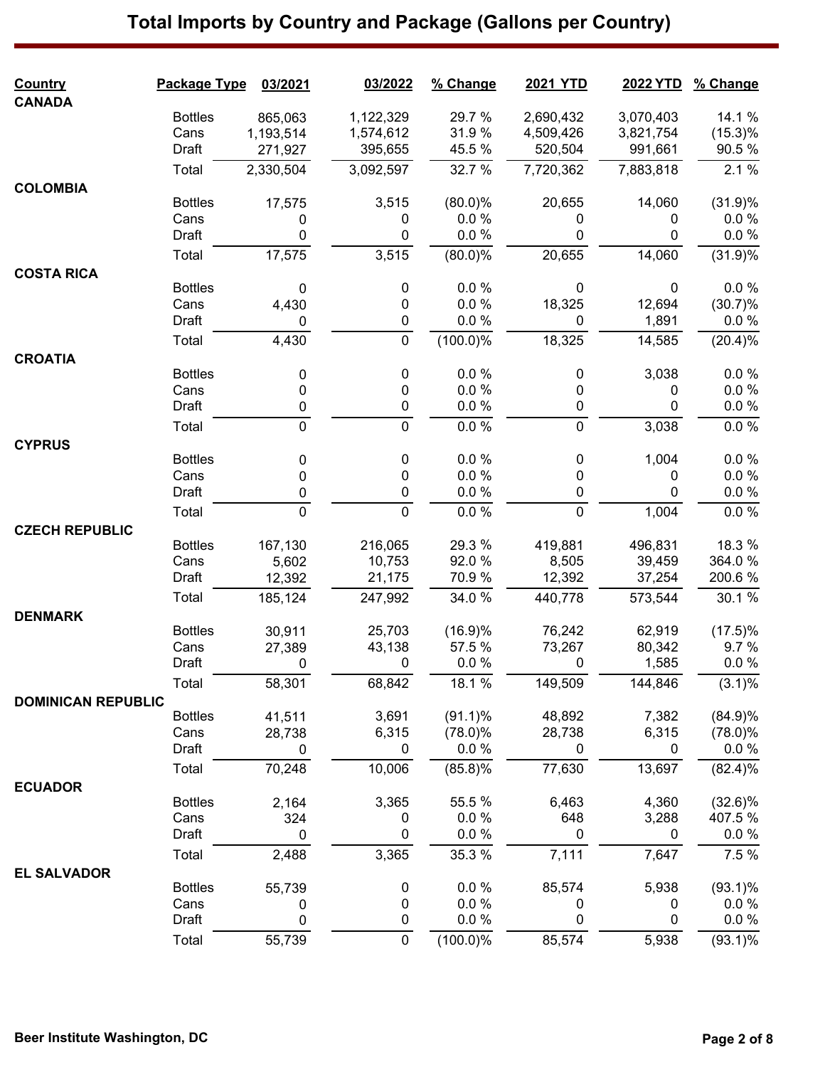# Total Imports by Country and Package (Gallons per Country)

| Country | Package Type | 03/2021 | 03/2022 | % Change | 2021 YTD | 2022 YTD | % Change |
|---|---|---|---|---|---|---|---|
| **CANADA** | | | | | | | |
| | Bottles | 865,063 | 1,122,329 | 29.7 % | 2,690,432 | 3,070,403 | 14.1 % |
| | Cans | 1,193,514 | 1,574,612 | 31.9 % | 4,509,426 | 3,821,754 | (15.3)% |
| | Draft | 271,927 | 395,655 | 45.5 % | 520,504 | 991,661 | 90.5 % |
| | Total | 2,330,504 | 3,092,597 | 32.7 % | 7,720,362 | 7,883,818 | 2.1 % |
| **COLOMBIA** | | | | | | | |
| | Bottles | 17,575 | 3,515 | (80.0)% | 20,655 | 14,060 | (31.9)% |
| | Cans | 0 | 0 | 0.0 % | 0 | 0 | 0.0 % |
| | Draft | 0 | 0 | 0.0 % | 0 | 0 | 0.0 % |
| | Total | 17,575 | 3,515 | (80.0)% | 20,655 | 14,060 | (31.9)% |
| **COSTA RICA** | | | | | | | |
| | Bottles | 0 | 0 | 0.0 % | 0 | 0 | 0.0 % |
| | Cans | 4,430 | 0 | 0.0 % | 18,325 | 12,694 | (30.7)% |
| | Draft | 0 | 0 | 0.0 % | 0 | 1,891 | 0.0 % |
| | Total | 4,430 | 0 | (100.0)% | 18,325 | 14,585 | (20.4)% |
| **CROATIA** | | | | | | | |
| | Bottles | 0 | 0 | 0.0 % | 0 | 3,038 | 0.0 % |
| | Cans | 0 | 0 | 0.0 % | 0 | 0 | 0.0 % |
| | Draft | 0 | 0 | 0.0 % | 0 | 0 | 0.0 % |
| | Total | 0 | 0 | 0.0 % | 0 | 3,038 | 0.0 % |
| **CYPRUS** | | | | | | | |
| | Bottles | 0 | 0 | 0.0 % | 0 | 1,004 | 0.0 % |
| | Cans | 0 | 0 | 0.0 % | 0 | 0 | 0.0 % |
| | Draft | 0 | 0 | 0.0 % | 0 | 0 | 0.0 % |
| | Total | 0 | 0 | 0.0 % | 0 | 1,004 | 0.0 % |
| **CZECH REPUBLIC** | | | | | | | |
| | Bottles | 167,130 | 216,065 | 29.3 % | 419,881 | 496,831 | 18.3 % |
| | Cans | 5,602 | 10,753 | 92.0 % | 8,505 | 39,459 | 364.0 % |
| | Draft | 12,392 | 21,175 | 70.9 % | 12,392 | 37,254 | 200.6 % |
| | Total | 185,124 | 247,992 | 34.0 % | 440,778 | 573,544 | 30.1 % |
| **DENMARK** | | | | | | | |
| | Bottles | 30,911 | 25,703 | (16.9)% | 76,242 | 62,919 | (17.5)% |
| | Cans | 27,389 | 43,138 | 57.5 % | 73,267 | 80,342 | 9.7 % |
| | Draft | 0 | 0 | 0.0 % | 0 | 1,585 | 0.0 % |
| | Total | 58,301 | 68,842 | 18.1 % | 149,509 | 144,846 | (3.1)% |
| **DOMINICAN REPUBLIC** | | | | | | | |
| | Bottles | 41,511 | 3,691 | (91.1)% | 48,892 | 7,382 | (84.9)% |
| | Cans | 28,738 | 6,315 | (78.0)% | 28,738 | 6,315 | (78.0)% |
| | Draft | 0 | 0 | 0.0 % | 0 | 0 | 0.0 % |
| | Total | 70,248 | 10,006 | (85.8)% | 77,630 | 13,697 | (82.4)% |
| **ECUADOR** | | | | | | | |
| | Bottles | 2,164 | 3,365 | 55.5 % | 6,463 | 4,360 | (32.6)% |
| | Cans | 324 | 0 | 0.0 % | 648 | 3,288 | 407.5 % |
| | Draft | 0 | 0 | 0.0 % | 0 | 0 | 0.0 % |
| | Total | 2,488 | 3,365 | 35.3 % | 7,111 | 7,647 | 7.5 % |
| **EL SALVADOR** | | | | | | | |
| | Bottles | 55,739 | 0 | 0.0 % | 85,574 | 5,938 | (93.1)% |
| | Cans | 0 | 0 | 0.0 % | 0 | 0 | 0.0 % |
| | Draft | 0 | 0 | 0.0 % | 0 | 0 | 0.0 % |
| | Total | 55,739 | 0 | (100.0)% | 85,574 | 5,938 | (93.1)% |

Beer Institute Washington, DC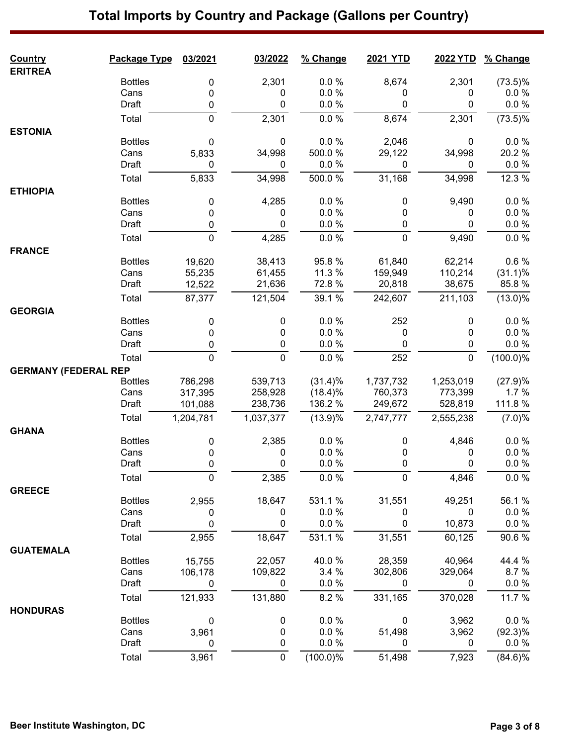# Total Imports by Country and Package (Gallons per Country)

| Country | Package Type | 03/2021 | 03/2022 | % Change | 2021 YTD | 2022 YTD | % Change |
|---|---|---|---|---|---|---|---|
| **ERITREA** | | | | | | | |
| | Bottles | 0 | 2,301 | 0.0 % | 8,674 | 2,301 | (73.5)% |
| | Cans | 0 | 0 | 0.0 % | 0 | 0 | 0.0 % |
| | Draft | 0 | 0 | 0.0 % | 0 | 0 | 0.0 % |
| | Total | 0 | 2,301 | 0.0 % | 8,674 | 2,301 | (73.5)% |
| **ESTONIA** | | | | | | | |
| | Bottles | 0 | 0 | 0.0 % | 2,046 | 0 | 0.0 % |
| | Cans | 5,833 | 34,998 | 500.0 % | 29,122 | 34,998 | 20.2 % |
| | Draft | 0 | 0 | 0.0 % | 0 | 0 | 0.0 % |
| | Total | 5,833 | 34,998 | 500.0 % | 31,168 | 34,998 | 12.3 % |
| **ETHIOPIA** | | | | | | | |
| | Bottles | 0 | 4,285 | 0.0 % | 0 | 9,490 | 0.0 % |
| | Cans | 0 | 0 | 0.0 % | 0 | 0 | 0.0 % |
| | Draft | 0 | 0 | 0.0 % | 0 | 0 | 0.0 % |
| | Total | 0 | 4,285 | 0.0 % | 0 | 9,490 | 0.0 % |
| **FRANCE** | | | | | | | |
| | Bottles | 19,620 | 38,413 | 95.8 % | 61,840 | 62,214 | 0.6 % |
| | Cans | 55,235 | 61,455 | 11.3 % | 159,949 | 110,214 | (31.1)% |
| | Draft | 12,522 | 21,636 | 72.8 % | 20,818 | 38,675 | 85.8 % |
| | Total | 87,377 | 121,504 | 39.1 % | 242,607 | 211,103 | (13.0)% |
| **GEORGIA** | | | | | | | |
| | Bottles | 0 | 0 | 0.0 % | 252 | 0 | 0.0 % |
| | Cans | 0 | 0 | 0.0 % | 0 | 0 | 0.0 % |
| | Draft | 0 | 0 | 0.0 % | 0 | 0 | 0.0 % |
| | Total | 0 | 0 | 0.0 % | 252 | 0 | (100.0)% |
| **GERMANY (FEDERAL REP** | | | | | | | |
| | Bottles | 786,298 | 539,713 | (31.4)% | 1,737,732 | 1,253,019 | (27.9)% |
| | Cans | 317,395 | 258,928 | (18.4)% | 760,373 | 773,399 | 1.7 % |
| | Draft | 101,088 | 238,736 | 136.2 % | 249,672 | 528,819 | 111.8 % |
| | Total | 1,204,781 | 1,037,377 | (13.9)% | 2,747,777 | 2,555,238 | (7.0)% |
| **GHANA** | | | | | | | |
| | Bottles | 0 | 2,385 | 0.0 % | 0 | 4,846 | 0.0 % |
| | Cans | 0 | 0 | 0.0 % | 0 | 0 | 0.0 % |
| | Draft | 0 | 0 | 0.0 % | 0 | 0 | 0.0 % |
| | Total | 0 | 2,385 | 0.0 % | 0 | 4,846 | 0.0 % |
| **GREECE** | | | | | | | |
| | Bottles | 2,955 | 18,647 | 531.1 % | 31,551 | 49,251 | 56.1 % |
| | Cans | 0 | 0 | 0.0 % | 0 | 0 | 0.0 % |
| | Draft | 0 | 0 | 0.0 % | 0 | 10,873 | 0.0 % |
| | Total | 2,955 | 18,647 | 531.1 % | 31,551 | 60,125 | 90.6 % |
| **GUATEMALA** | | | | | | | |
| | Bottles | 15,755 | 22,057 | 40.0 % | 28,359 | 40,964 | 44.4 % |
| | Cans | 106,178 | 109,822 | 3.4 % | 302,806 | 329,064 | 8.7 % |
| | Draft | 0 | 0 | 0.0 % | 0 | 0 | 0.0 % |
| | Total | 121,933 | 131,880 | 8.2 % | 331,165 | 370,028 | 11.7 % |
| **HONDURAS** | | | | | | | |
| | Bottles | 0 | 0 | 0.0 % | 0 | 3,962 | 0.0 % |
| | Cans | 3,961 | 0 | 0.0 % | 51,498 | 3,962 | (92.3)% |
| | Draft | 0 | 0 | 0.0 % | 0 | 0 | 0.0 % |
| | Total | 3,961 | 0 | (100.0)% | 51,498 | 7,923 | (84.6)% |

Beer Institute Washington, DC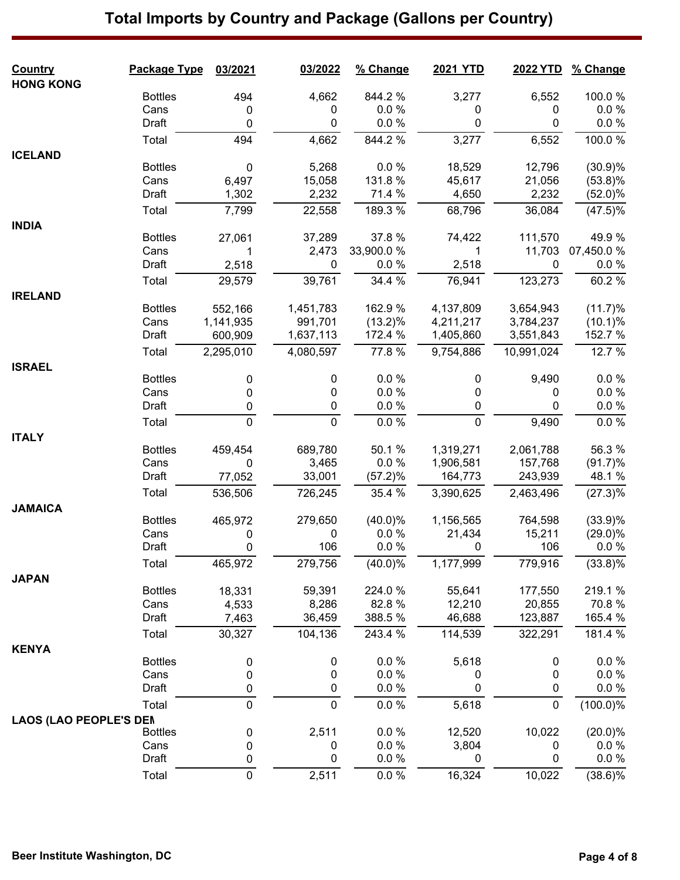# Total Imports by Country and Package (Gallons per Country)

| Country | Package Type | 03/2021 | 03/2022 | % Change | 2021 YTD | 2022 YTD | % Change |
|---|---|---|---|---|---|---|---|
| HONG KONG | | | | | | | |
| | Bottles | 494 | 4,662 | 844.2 % | 3,277 | 6,552 | 100.0 % |
| | Cans | 0 | 0 | 0.0 % | 0 | 0 | 0.0 % |
| | Draft | 0 | 0 | 0.0 % | 0 | 0 | 0.0 % |
| | Total | 494 | 4,662 | 844.2 % | 3,277 | 6,552 | 100.0 % |
| ICELAND | | | | | | | |
| | Bottles | 0 | 5,268 | 0.0 % | 18,529 | 12,796 | (30.9)% |
| | Cans | 6,497 | 15,058 | 131.8 % | 45,617 | 21,056 | (53.8)% |
| | Draft | 1,302 | 2,232 | 71.4 % | 4,650 | 2,232 | (52.0)% |
| | Total | 7,799 | 22,558 | 189.3 % | 68,796 | 36,084 | (47.5)% |
| INDIA | | | | | | | |
| | Bottles | 27,061 | 37,289 | 37.8 % | 74,422 | 111,570 | 49.9 % |
| | Cans | 1 | 2,473 | 33,900.0 % | 1 | 11,703 | 07,450.0 % |
| | Draft | 2,518 | 0 | 0.0 % | 2,518 | 0 | 0.0 % |
| | Total | 29,579 | 39,761 | 34.4 % | 76,941 | 123,273 | 60.2 % |
| IRELAND | | | | | | | |
| | Bottles | 552,166 | 1,451,783 | 162.9 % | 4,137,809 | 3,654,943 | (11.7)% |
| | Cans | 1,141,935 | 991,701 | (13.2)% | 4,211,217 | 3,784,237 | (10.1)% |
| | Draft | 600,909 | 1,637,113 | 172.4 % | 1,405,860 | 3,551,843 | 152.7 % |
| | Total | 2,295,010 | 4,080,597 | 77.8 % | 9,754,886 | 10,991,024 | 12.7 % |
| ISRAEL | | | | | | | |
| | Bottles | 0 | 0 | 0.0 % | 0 | 9,490 | 0.0 % |
| | Cans | 0 | 0 | 0.0 % | 0 | 0 | 0.0 % |
| | Draft | 0 | 0 | 0.0 % | 0 | 0 | 0.0 % |
| | Total | 0 | 0 | 0.0 % | 0 | 9,490 | 0.0 % |
| ITALY | | | | | | | |
| | Bottles | 459,454 | 689,780 | 50.1 % | 1,319,271 | 2,061,788 | 56.3 % |
| | Cans | 0 | 3,465 | 0.0 % | 1,906,581 | 157,768 | (91.7)% |
| | Draft | 77,052 | 33,001 | (57.2)% | 164,773 | 243,939 | 48.1 % |
| | Total | 536,506 | 726,245 | 35.4 % | 3,390,625 | 2,463,496 | (27.3)% |
| JAMAICA | | | | | | | |
| | Bottles | 465,972 | 279,650 | (40.0)% | 1,156,565 | 764,598 | (33.9)% |
| | Cans | 0 | 0 | 0.0 % | 21,434 | 15,211 | (29.0)% |
| | Draft | 0 | 106 | 0.0 % | 0 | 106 | 0.0 % |
| | Total | 465,972 | 279,756 | (40.0)% | 1,177,999 | 779,916 | (33.8)% |
| JAPAN | | | | | | | |
| | Bottles | 18,331 | 59,391 | 224.0 % | 55,641 | 177,550 | 219.1 % |
| | Cans | 4,533 | 8,286 | 82.8 % | 12,210 | 20,855 | 70.8 % |
| | Draft | 7,463 | 36,459 | 388.5 % | 46,688 | 123,887 | 165.4 % |
| | Total | 30,327 | 104,136 | 243.4 % | 114,539 | 322,291 | 181.4 % |
| KENYA | | | | | | | |
| | Bottles | 0 | 0 | 0.0 % | 5,618 | 0 | 0.0 % |
| | Cans | 0 | 0 | 0.0 % | 0 | 0 | 0.0 % |
| | Draft | 0 | 0 | 0.0 % | 0 | 0 | 0.0 % |
| | Total | 0 | 0 | 0.0 % | 5,618 | 0 | (100.0)% |
| LAOS (LAO PEOPLE'S DEM | | | | | | | |
| | Bottles | 0 | 2,511 | 0.0 % | 12,520 | 10,022 | (20.0)% |
| | Cans | 0 | 0 | 0.0 % | 3,804 | 0 | 0.0 % |
| | Draft | 0 | 0 | 0.0 % | 0 | 0 | 0.0 % |
| | Total | 0 | 2,511 | 0.0 % | 16,324 | 10,022 | (38.6)% |

Beer Institute Washington, DC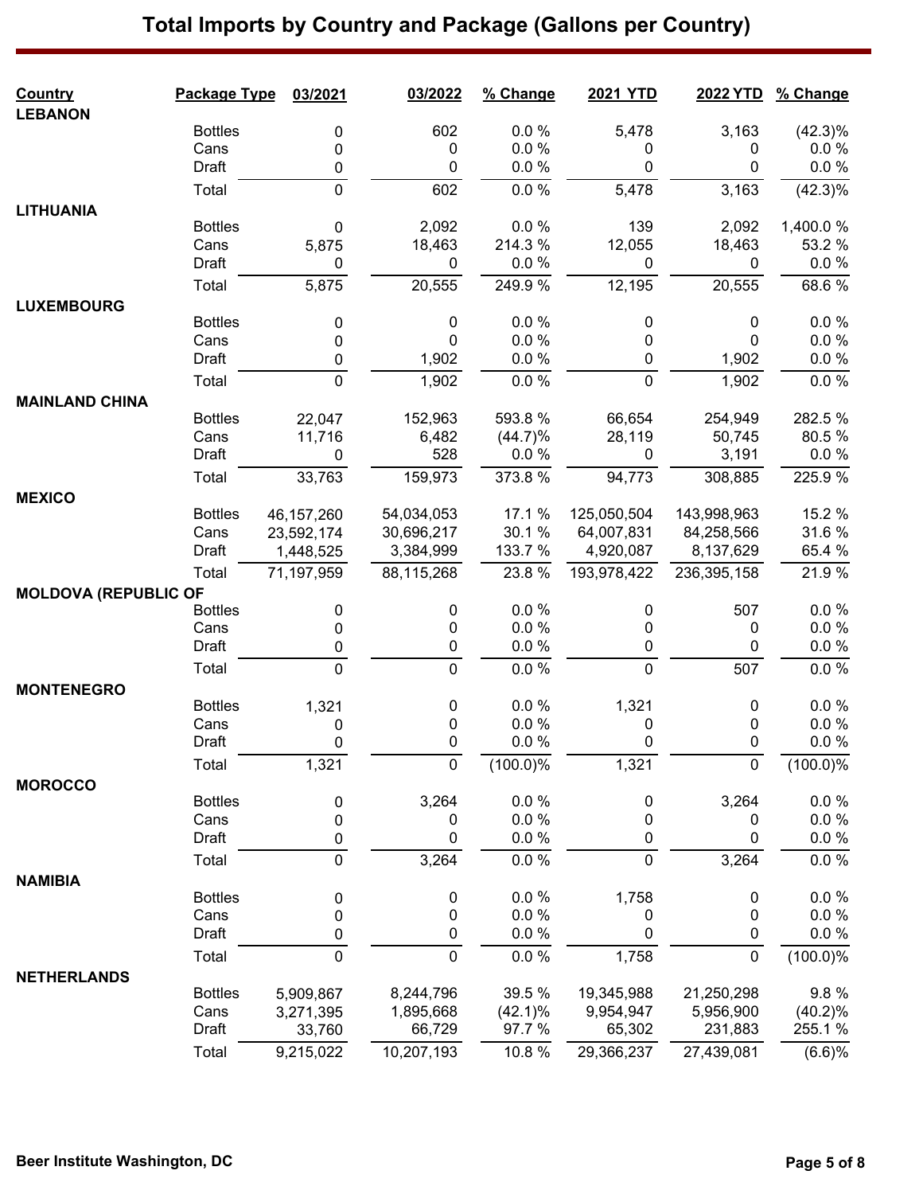# Total Imports by Country and Package (Gallons per Country)

| Country | Package Type | 03/2021 | 03/2022 | % Change | 2021 YTD | 2022 YTD | % Change |
|---|---|---|---|---|---|---|---|
| LEBANON | | | | | | | |
| | Bottles | 0 | 602 | 0.0 % | 5,478 | 3,163 | (42.3)% |
| | Cans | 0 | 0 | 0.0 % | 0 | 0 | 0.0 % |
| | Draft | 0 | 0 | 0.0 % | 0 | 0 | 0.0 % |
| | Total | 0 | 602 | 0.0 % | 5,478 | 3,163 | (42.3)% |
| LITHUANIA | | | | | | | |
| | Bottles | 0 | 2,092 | 0.0 % | 139 | 2,092 | 1,400.0 % |
| | Cans | 5,875 | 18,463 | 214.3 % | 12,055 | 18,463 | 53.2 % |
| | Draft | 0 | 0 | 0.0 % | 0 | 0 | 0.0 % |
| | Total | 5,875 | 20,555 | 249.9 % | 12,195 | 20,555 | 68.6 % |
| LUXEMBOURG | | | | | | | |
| | Bottles | 0 | 0 | 0.0 % | 0 | 0 | 0.0 % |
| | Cans | 0 | 0 | 0.0 % | 0 | 0 | 0.0 % |
| | Draft | 0 | 1,902 | 0.0 % | 0 | 1,902 | 0.0 % |
| | Total | 0 | 1,902 | 0.0 % | 0 | 1,902 | 0.0 % |
| MAINLAND CHINA | | | | | | | |
| | Bottles | 22,047 | 152,963 | 593.8 % | 66,654 | 254,949 | 282.5 % |
| | Cans | 11,716 | 6,482 | (44.7)% | 28,119 | 50,745 | 80.5 % |
| | Draft | 0 | 528 | 0.0 % | 0 | 3,191 | 0.0 % |
| | Total | 33,763 | 159,973 | 373.8 % | 94,773 | 308,885 | 225.9 % |
| MEXICO | | | | | | | |
| | Bottles | 46,157,260 | 54,034,053 | 17.1 % | 125,050,504 | 143,998,963 | 15.2 % |
| | Cans | 23,592,174 | 30,696,217 | 30.1 % | 64,007,831 | 84,258,566 | 31.6 % |
| | Draft | 1,448,525 | 3,384,999 | 133.7 % | 4,920,087 | 8,137,629 | 65.4 % |
| | Total | 71,197,959 | 88,115,268 | 23.8 % | 193,978,422 | 236,395,158 | 21.9 % |
| MOLDOVA (REPUBLIC OF | | | | | | | |
| | Bottles | 0 | 0 | 0.0 % | 0 | 507 | 0.0 % |
| | Cans | 0 | 0 | 0.0 % | 0 | 0 | 0.0 % |
| | Draft | 0 | 0 | 0.0 % | 0 | 0 | 0.0 % |
| | Total | 0 | 0 | 0.0 % | 0 | 507 | 0.0 % |
| MONTENEGRO | | | | | | | |
| | Bottles | 1,321 | 0 | 0.0 % | 1,321 | 0 | 0.0 % |
| | Cans | 0 | 0 | 0.0 % | 0 | 0 | 0.0 % |
| | Draft | 0 | 0 | 0.0 % | 0 | 0 | 0.0 % |
| | Total | 1,321 | 0 | (100.0)% | 1,321 | 0 | (100.0)% |
| MOROCCO | | | | | | | |
| | Bottles | 0 | 3,264 | 0.0 % | 0 | 3,264 | 0.0 % |
| | Cans | 0 | 0 | 0.0 % | 0 | 0 | 0.0 % |
| | Draft | 0 | 0 | 0.0 % | 0 | 0 | 0.0 % |
| | Total | 0 | 3,264 | 0.0 % | 0 | 3,264 | 0.0 % |
| NAMIBIA | | | | | | | |
| | Bottles | 0 | 0 | 0.0 % | 1,758 | 0 | 0.0 % |
| | Cans | 0 | 0 | 0.0 % | 0 | 0 | 0.0 % |
| | Draft | 0 | 0 | 0.0 % | 0 | 0 | 0.0 % |
| | Total | 0 | 0 | 0.0 % | 1,758 | 0 | (100.0)% |
| NETHERLANDS | | | | | | | |
| | Bottles | 5,909,867 | 8,244,796 | 39.5 % | 19,345,988 | 21,250,298 | 9.8 % |
| | Cans | 3,271,395 | 1,895,668 | (42.1)% | 9,954,947 | 5,956,900 | (40.2)% |
| | Draft | 33,760 | 66,729 | 97.7 % | 65,302 | 231,883 | 255.1 % |
| | Total | 9,215,022 | 10,207,193 | 10.8 % | 29,366,237 | 27,439,081 | (6.6)% |

Beer Institute Washington, DC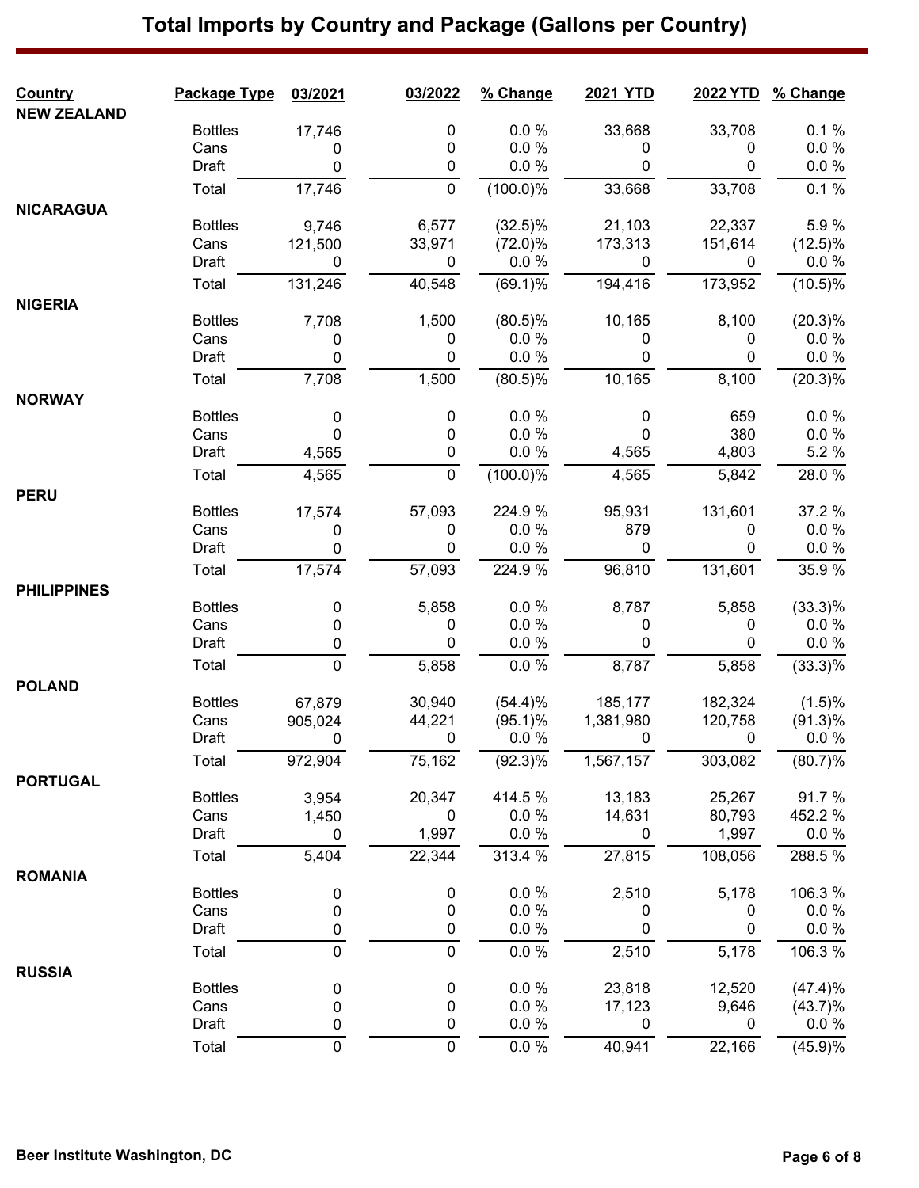# Total Imports by Country and Package (Gallons per Country)

| Country | Package Type | 03/2021 | 03/2022 | % Change | 2021 YTD | 2022 YTD | % Change |
|---|---|---|---|---|---|---|---|
| **NEW ZEALAND** | | | | | | | |
| | Bottles | 17,746 | 0 | 0.0 % | 33,668 | 33,708 | 0.1 % |
| | Cans | 0 | 0 | 0.0 % | 0 | 0 | 0.0 % |
| | Draft | 0 | 0 | 0.0 % | 0 | 0 | 0.0 % |
| | Total | 17,746 | 0 | (100.0)% | 33,668 | 33,708 | 0.1 % |
| **NICARAGUA** | | | | | | | |
| | Bottles | 9,746 | 6,577 | (32.5)% | 21,103 | 22,337 | 5.9 % |
| | Cans | 121,500 | 33,971 | (72.0)% | 173,313 | 151,614 | (12.5)% |
| | Draft | 0 | 0 | 0.0 % | 0 | 0 | 0.0 % |
| | Total | 131,246 | 40,548 | (69.1)% | 194,416 | 173,952 | (10.5)% |
| **NIGERIA** | | | | | | | |
| | Bottles | 7,708 | 1,500 | (80.5)% | 10,165 | 8,100 | (20.3)% |
| | Cans | 0 | 0 | 0.0 % | 0 | 0 | 0.0 % |
| | Draft | 0 | 0 | 0.0 % | 0 | 0 | 0.0 % |
| | Total | 7,708 | 1,500 | (80.5)% | 10,165 | 8,100 | (20.3)% |
| **NORWAY** | | | | | | | |
| | Bottles | 0 | 0 | 0.0 % | 0 | 659 | 0.0 % |
| | Cans | 0 | 0 | 0.0 % | 0 | 380 | 0.0 % |
| | Draft | 4,565 | 0 | 0.0 % | 4,565 | 4,803 | 5.2 % |
| | Total | 4,565 | 0 | (100.0)% | 4,565 | 5,842 | 28.0 % |
| **PERU** | | | | | | | |
| | Bottles | 17,574 | 57,093 | 224.9 % | 95,931 | 131,601 | 37.2 % |
| | Cans | 0 | 0 | 0.0 % | 879 | 0 | 0.0 % |
| | Draft | 0 | 0 | 0.0 % | 0 | 0 | 0.0 % |
| | Total | 17,574 | 57,093 | 224.9 % | 96,810 | 131,601 | 35.9 % |
| **PHILIPPINES** | | | | | | | |
| | Bottles | 0 | 5,858 | 0.0 % | 8,787 | 5,858 | (33.3)% |
| | Cans | 0 | 0 | 0.0 % | 0 | 0 | 0.0 % |
| | Draft | 0 | 0 | 0.0 % | 0 | 0 | 0.0 % |
| | Total | 0 | 5,858 | 0.0 % | 8,787 | 5,858 | (33.3)% |
| **POLAND** | | | | | | | |
| | Bottles | 67,879 | 30,940 | (54.4)% | 185,177 | 182,324 | (1.5)% |
| | Cans | 905,024 | 44,221 | (95.1)% | 1,381,980 | 120,758 | (91.3)% |
| | Draft | 0 | 0 | 0.0 % | 0 | 0 | 0.0 % |
| | Total | 972,904 | 75,162 | (92.3)% | 1,567,157 | 303,082 | (80.7)% |
| **PORTUGAL** | | | | | | | |
| | Bottles | 3,954 | 20,347 | 414.5 % | 13,183 | 25,267 | 91.7 % |
| | Cans | 1,450 | 0 | 0.0 % | 14,631 | 80,793 | 452.2 % |
| | Draft | 0 | 1,997 | 0.0 % | 0 | 1,997 | 0.0 % |
| | Total | 5,404 | 22,344 | 313.4 % | 27,815 | 108,056 | 288.5 % |
| **ROMANIA** | | | | | | | |
| | Bottles | 0 | 0 | 0.0 % | 2,510 | 5,178 | 106.3 % |
| | Cans | 0 | 0 | 0.0 % | 0 | 0 | 0.0 % |
| | Draft | 0 | 0 | 0.0 % | 0 | 0 | 0.0 % |
| | Total | 0 | 0 | 0.0 % | 2,510 | 5,178 | 106.3 % |
| **RUSSIA** | | | | | | | |
| | Bottles | 0 | 0 | 0.0 % | 23,818 | 12,520 | (47.4)% |
| | Cans | 0 | 0 | 0.0 % | 17,123 | 9,646 | (43.7)% |
| | Draft | 0 | 0 | 0.0 % | 0 | 0 | 0.0 % |
| | Total | 0 | 0 | 0.0 % | 40,941 | 22,166 | (45.9)% |

Beer Institute Washington, DC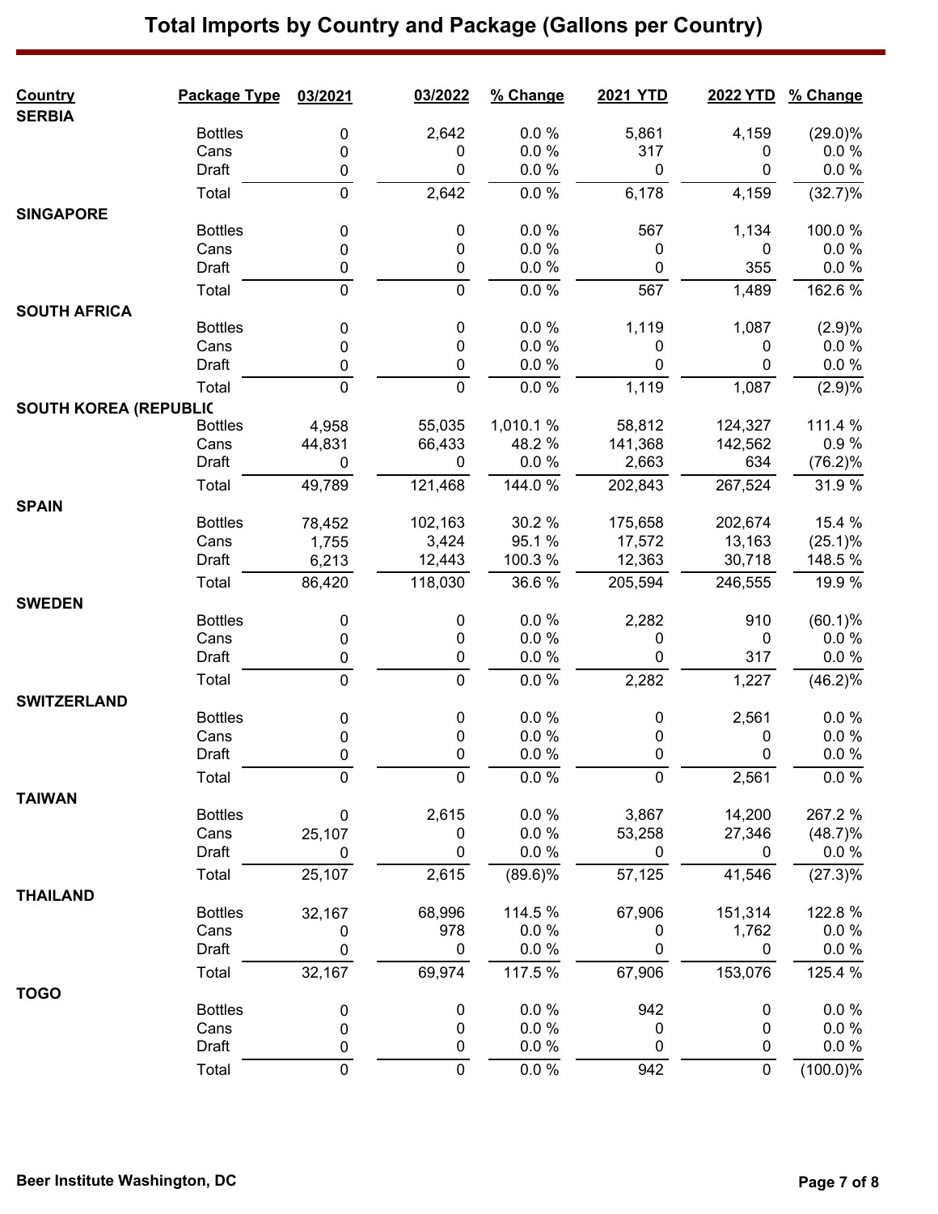# Total Imports by Country and Package (Gallons per Country)

| Country | Package Type | 03/2021 | 03/2022 | % Change | 2021 YTD | 2022 YTD | % Change |
|---|---|---|---|---|---|---|---|
| **SERBIA** | | | | | | | |
| | Bottles | 0 | 2,642 | 0.0 % | 5,861 | 4,159 | (29.0)% |
| | Cans | 0 | 0 | 0.0 % | 317 | 0 | 0.0 % |
| | Draft | 0 | 0 | 0.0 % | 0 | 0 | 0.0 % |
| | Total | 0 | 2,642 | 0.0 % | 6,178 | 4,159 | (32.7)% |
| **SINGAPORE** | | | | | | | |
| | Bottles | 0 | 0 | 0.0 % | 567 | 1,134 | 100.0 % |
| | Cans | 0 | 0 | 0.0 % | 0 | 0 | 0.0 % |
| | Draft | 0 | 0 | 0.0 % | 0 | 355 | 0.0 % |
| | Total | 0 | 0 | 0.0 % | 567 | 1,489 | 162.6 % |
| **SOUTH AFRICA** | | | | | | | |
| | Bottles | 0 | 0 | 0.0 % | 1,119 | 1,087 | (2.9)% |
| | Cans | 0 | 0 | 0.0 % | 0 | 0 | 0.0 % |
| | Draft | 0 | 0 | 0.0 % | 0 | 0 | 0.0 % |
| | Total | 0 | 0 | 0.0 % | 1,119 | 1,087 | (2.9)% |
| **SOUTH KOREA (REPUBLIC** | | | | | | | |
| | Bottles | 4,958 | 55,035 | 1,010.1 % | 58,812 | 124,327 | 111.4 % |
| | Cans | 44,831 | 66,433 | 48.2 % | 141,368 | 142,562 | 0.9 % |
| | Draft | 0 | 0 | 0.0 % | 2,663 | 634 | (76.2)% |
| | Total | 49,789 | 121,468 | 144.0 % | 202,843 | 267,524 | 31.9 % |
| **SPAIN** | | | | | | | |
| | Bottles | 78,452 | 102,163 | 30.2 % | 175,658 | 202,674 | 15.4 % |
| | Cans | 1,755 | 3,424 | 95.1 % | 17,572 | 13,163 | (25.1)% |
| | Draft | 6,213 | 12,443 | 100.3 % | 12,363 | 30,718 | 148.5 % |
| | Total | 86,420 | 118,030 | 36.6 % | 205,594 | 246,555 | 19.9 % |
| **SWEDEN** | | | | | | | |
| | Bottles | 0 | 0 | 0.0 % | 2,282 | 910 | (60.1)% |
| | Cans | 0 | 0 | 0.0 % | 0 | 0 | 0.0 % |
| | Draft | 0 | 0 | 0.0 % | 0 | 317 | 0.0 % |
| | Total | 0 | 0 | 0.0 % | 2,282 | 1,227 | (46.2)% |
| **SWITZERLAND** | | | | | | | |
| | Bottles | 0 | 0 | 0.0 % | 0 | 2,561 | 0.0 % |
| | Cans | 0 | 0 | 0.0 % | 0 | 0 | 0.0 % |
| | Draft | 0 | 0 | 0.0 % | 0 | 0 | 0.0 % |
| | Total | 0 | 0 | 0.0 % | 0 | 2,561 | 0.0 % |
| **TAIWAN** | | | | | | | |
| | Bottles | 0 | 2,615 | 0.0 % | 3,867 | 14,200 | 267.2 % |
| | Cans | 25,107 | 0 | 0.0 % | 53,258 | 27,346 | (48.7)% |
| | Draft | 0 | 0 | 0.0 % | 0 | 0 | 0.0 % |
| | Total | 25,107 | 2,615 | (89.6)% | 57,125 | 41,546 | (27.3)% |
| **THAILAND** | | | | | | | |
| | Bottles | 32,167 | 68,996 | 114.5 % | 67,906 | 151,314 | 122.8 % |
| | Cans | 0 | 978 | 0.0 % | 0 | 1,762 | 0.0 % |
| | Draft | 0 | 0 | 0.0 % | 0 | 0 | 0.0 % |
| | Total | 32,167 | 69,974 | 117.5 % | 67,906 | 153,076 | 125.4 % |
| **TOGO** | | | | | | | |
| | Bottles | 0 | 0 | 0.0 % | 942 | 0 | 0.0 % |
| | Cans | 0 | 0 | 0.0 % | 0 | 0 | 0.0 % |
| | Draft | 0 | 0 | 0.0 % | 0 | 0 | 0.0 % |
| | Total | 0 | 0 | 0.0 % | 942 | 0 | (100.0)% |

Beer Institute Washington, DC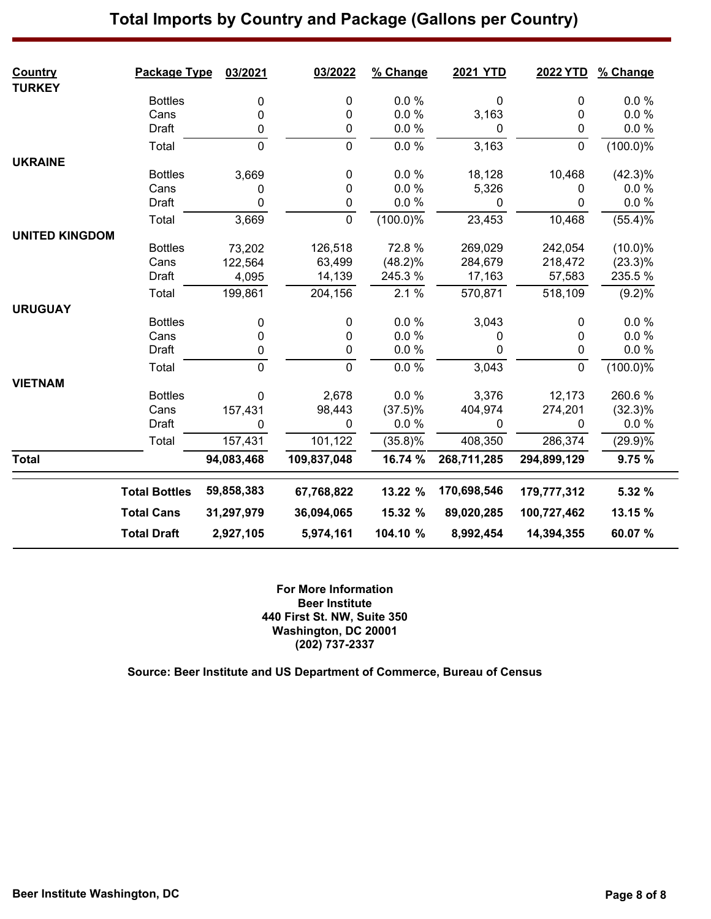# Total Imports by Country and Package (Gallons per Country)

| Country | Package Type | 03/2021 | 03/2022 | % Change | 2021 YTD | 2022 YTD | % Change |
|---|---|---|---|---|---|---|---|
| **TURKEY** | | | | | | | |
| | Bottles | 0 | 0 | 0.0 % | 0 | 0 | 0.0 % |
| | Cans | 0 | 0 | 0.0 % | 3,163 | 0 | 0.0 % |
| | Draft | 0 | 0 | 0.0 % | 0 | 0 | 0.0 % |
| | Total | 0 | 0 | 0.0 % | 3,163 | 0 | (100.0)% |
| **UKRAINE** | | | | | | | |
| | Bottles | 3,669 | 0 | 0.0 % | 18,128 | 10,468 | (42.3)% |
| | Cans | 0 | 0 | 0.0 % | 5,326 | 0 | 0.0 % |
| | Draft | 0 | 0 | 0.0 % | 0 | 0 | 0.0 % |
| | Total | 3,669 | 0 | (100.0)% | 23,453 | 10,468 | (55.4)% |
| **UNITED KINGDOM** | | | | | | | |
| | Bottles | 73,202 | 126,518 | 72.8 % | 269,029 | 242,054 | (10.0)% |
| | Cans | 122,564 | 63,499 | (48.2)% | 284,679 | 218,472 | (23.3)% |
| | Draft | 4,095 | 14,139 | 245.3 % | 17,163 | 57,583 | 235.5 % |
| | Total | 199,861 | 204,156 | 2.1 % | 570,871 | 518,109 | (9.2)% |
| **URUGUAY** | | | | | | | |
| | Bottles | 0 | 0 | 0.0 % | 3,043 | 0 | 0.0 % |
| | Cans | 0 | 0 | 0.0 % | 0 | 0 | 0.0 % |
| | Draft | 0 | 0 | 0.0 % | 0 | 0 | 0.0 % |
| | Total | 0 | 0 | 0.0 % | 3,043 | 0 | (100.0)% |
| **VIETNAM** | | | | | | | |
| | Bottles | 0 | 2,678 | 0.0 % | 3,376 | 12,173 | 260.6 % |
| | Cans | 157,431 | 98,443 | (37.5)% | 404,974 | 274,201 | (32.3)% |
| | Draft | 0 | 0 | 0.0 % | 0 | 0 | 0.0 % |
| | Total | 157,431 | 101,122 | (35.8)% | 408,350 | 286,374 | (29.9)% |
| **Total** | | **94,083,468** | **109,837,048** | **16.74 %** | **268,711,285** | **294,899,129** | **9.75 %** |
| | **Total Bottles** | **59,858,383** | **67,768,822** | **13.22 %** | **170,698,546** | **179,777,312** | **5.32 %** |
| | **Total Cans** | **31,297,979** | **36,094,065** | **15.32 %** | **89,020,285** | **100,727,462** | **13.15 %** |
| | **Total Draft** | **2,927,105** | **5,974,161** | **104.10 %** | **8,992,454** | **14,394,355** | **60.07 %** |

**For More Information**
**Beer Institute**
**440 First St. NW, Suite 350**
**Washington, DC 20001**
**(202) 737-2337**

**Source: Beer Institute and US Department of Commerce, Bureau of Census**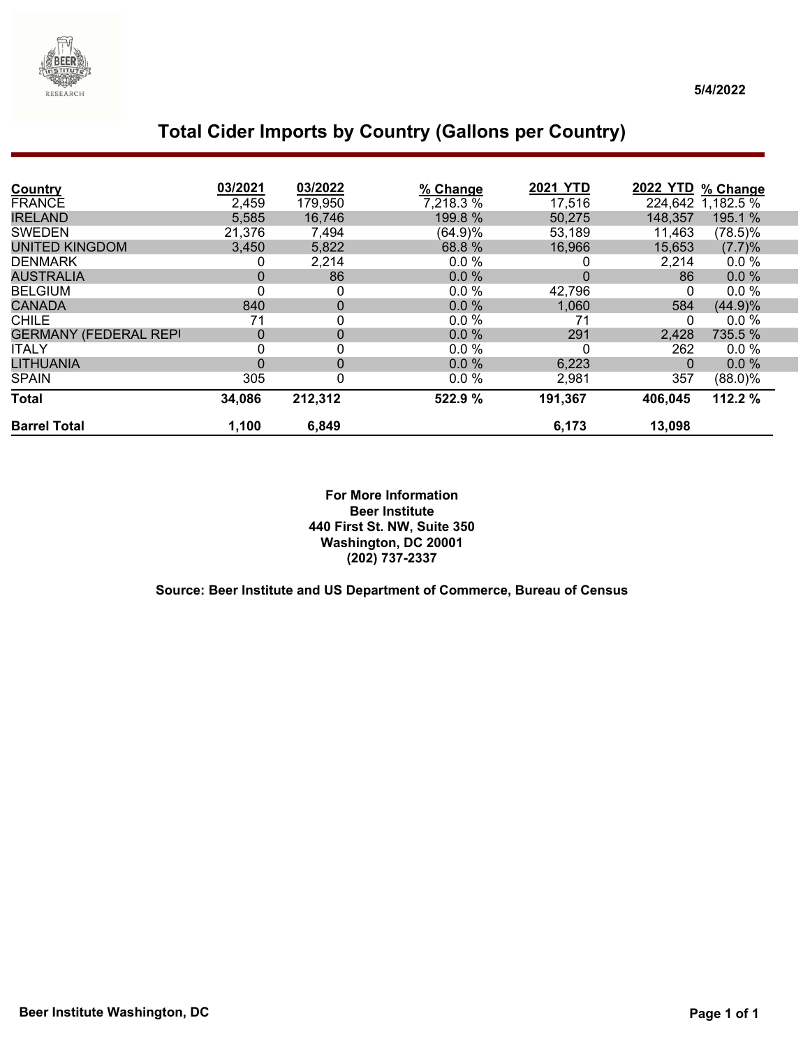5/4/2022

# Total Cider Imports by Country (Gallons per Country)

| Country | 03/2021 | 03/2022 | % Change | 2021 YTD | 2022 YTD | % Change |
|---|---|---|---|---|---|---|
| FRANCE | 2,459 | 179,950 | 7,218.3 % | 17,516 | 224,642 | 1,182.5 % |
| IRELAND | 5,585 | 16,746 | 199.8 % | 50,275 | 148,357 | 195.1 % |
| SWEDEN | 21,376 | 7,494 | (64.9)% | 53,189 | 11,463 | (78.5)% |
| UNITED KINGDOM | 3,450 | 5,822 | 68.8 % | 16,966 | 15,653 | (7.7)% |
| DENMARK | 0 | 2,214 | 0.0 % | 0 | 2,214 | 0.0 % |
| AUSTRALIA | 0 | 86 | 0.0 % | 0 | 86 | 0.0 % |
| BELGIUM | 0 | 0 | 0.0 % | 42,796 | 0 | 0.0 % |
| CANADA | 840 | 0 | 0.0 % | 1,060 | 584 | (44.9)% |
| CHILE | 71 | 0 | 0.0 % | 71 | 0 | 0.0 % |
| GERMANY (FEDERAL REPI | 0 | 0 | 0.0 % | 291 | 2,428 | 735.5 % |
| ITALY | 0 | 0 | 0.0 % | 0 | 262 | 0.0 % |
| LITHUANIA | 0 | 0 | 0.0 % | 6,223 | 0 | 0.0 % |
| SPAIN | 305 | 0 | 0.0 % | 2,981 | 357 | (88.0)% |
| **Total** | **34,086** | **212,312** | **522.9 %** | **191,367** | **406,045** | **112.2 %** |
| **Barrel Total** | **1,100** | **6,849** | | **6,173** | **13,098** | |

**For More Information**
**Beer Institute**
**440 First St. NW, Suite 350**
**Washington, DC 20001**
**(202) 737-2337**

**Source: Beer Institute and US Department of Commerce, Bureau of Census**

**Beer Institute Washington, DC**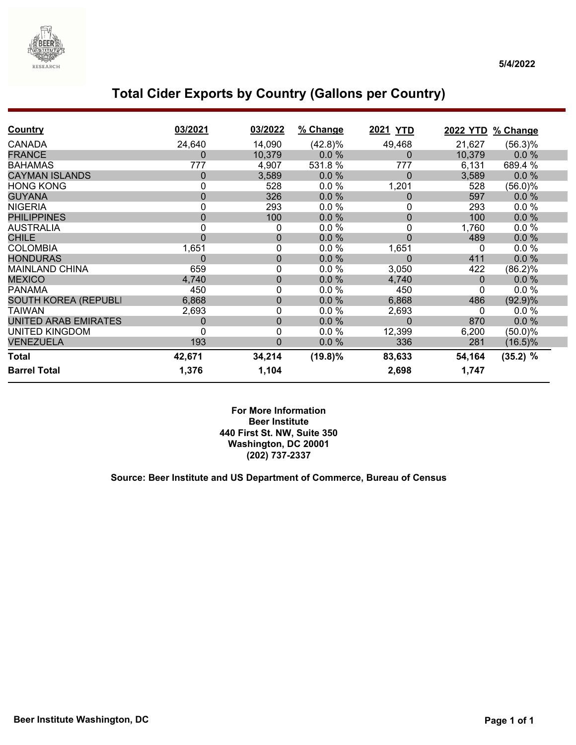5/4/2022

# Total Cider Exports by Country (Gallons per Country)

| Country | 03/2021 | 03/2022 | % Change | 2021 YTD | 2022 YTD | % Change |
|---|---|---|---|---|---|---|
| CANADA | 24,640 | 14,090 | (42.8)% | 49,468 | 21,627 | (56.3)% |
| FRANCE | 0 | 10,379 | 0.0 % | 0 | 10,379 | 0.0 % |
| BAHAMAS | 777 | 4,907 | 531.8 % | 777 | 6,131 | 689.4 % |
| CAYMAN ISLANDS | 0 | 3,589 | 0.0 % | 0 | 3,589 | 0.0 % |
| HONG KONG | 0 | 528 | 0.0 % | 1,201 | 528 | (56.0)% |
| GUYANA | 0 | 326 | 0.0 % | 0 | 597 | 0.0 % |
| NIGERIA | 0 | 293 | 0.0 % | 0 | 293 | 0.0 % |
| PHILIPPINES | 0 | 100 | 0.0 % | 0 | 100 | 0.0 % |
| AUSTRALIA | 0 | 0 | 0.0 % | 0 | 1,760 | 0.0 % |
| CHILE | 0 | 0 | 0.0 % | 0 | 489 | 0.0 % |
| COLOMBIA | 1,651 | 0 | 0.0 % | 1,651 | 0 | 0.0 % |
| HONDURAS | 0 | 0 | 0.0 % | 0 | 411 | 0.0 % |
| MAINLAND CHINA | 659 | 0 | 0.0 % | 3,050 | 422 | (86.2)% |
| MEXICO | 4,740 | 0 | 0.0 % | 4,740 | 0 | 0.0 % |
| PANAMA | 450 | 0 | 0.0 % | 450 | 0 | 0.0 % |
| SOUTH KOREA (REPUBLI | 6,868 | 0 | 0.0 % | 6,868 | 486 | (92.9)% |
| TAIWAN | 2,693 | 0 | 0.0 % | 2,693 | 0 | 0.0 % |
| UNITED ARAB EMIRATES | 0 | 0 | 0.0 % | 0 | 870 | 0.0 % |
| UNITED KINGDOM | 0 | 0 | 0.0 % | 12,399 | 6,200 | (50.0)% |
| VENEZUELA | 193 | 0 | 0.0 % | 336 | 281 | (16.5)% |
| **Total** | **42,671** | **34,214** | **(19.8)%** | **83,633** | **54,164** | **(35.2) %** |
| **Barrel Total** | **1,376** | **1,104** | | **2,698** | **1,747** | |

**For More Information**
**Beer Institute**
**440 First St. NW, Suite 350**
**Washington, DC 20001**
**(202) 737-2337**

**Source: Beer Institute and US Department of Commerce, Bureau of Census**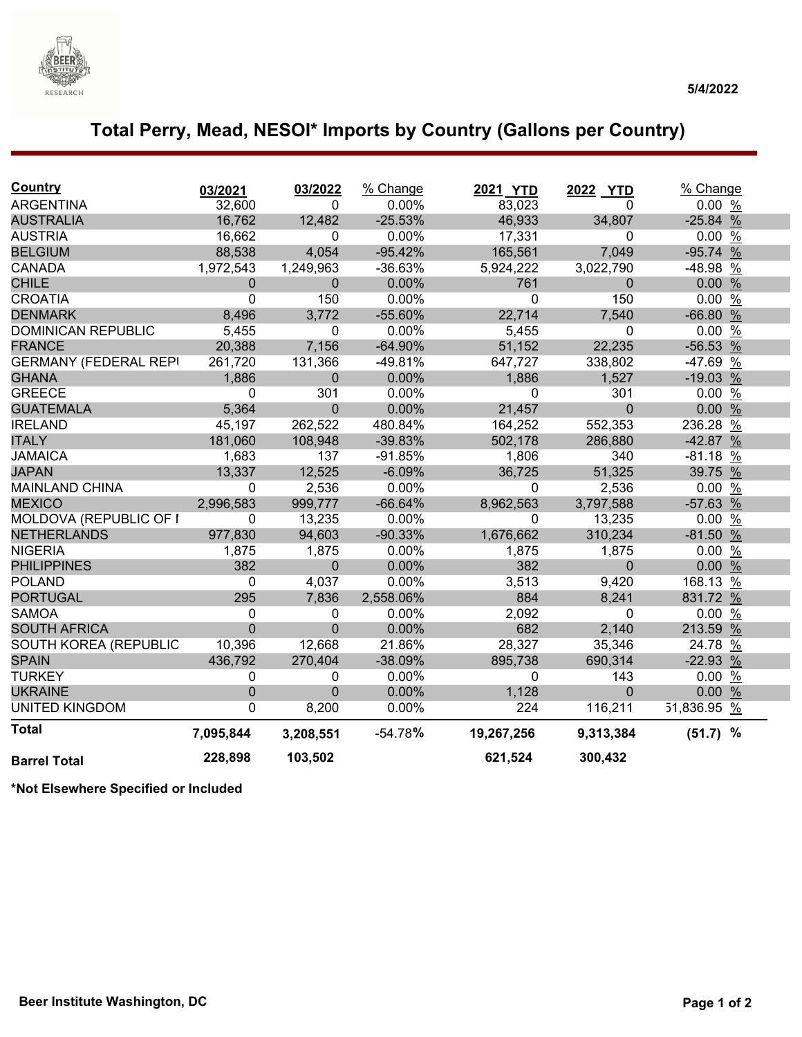5/4/2022

# Total Perry, Mead, NESOI* Imports by Country (Gallons per Country)

| Country | 03/2021 | 03/2022 | % Change | 2021 YTD | 2022 YTD | % Change |
|---|---|---|---|---|---|---|
| ARGENTINA | 32,600 | 0 | 0.00% | 83,023 | 0 | 0.00 % |
| AUSTRALIA | 16,762 | 12,482 | -25.53% | 46,933 | 34,807 | -25.84 % |
| AUSTRIA | 16,662 | 0 | 0.00% | 17,331 | 0 | 0.00 % |
| BELGIUM | 88,538 | 4,054 | -95.42% | 165,561 | 7,049 | -95.74 % |
| CANADA | 1,972,543 | 1,249,963 | -36.63% | 5,924,222 | 3,022,790 | -48.98 % |
| CHILE | 0 | 0 | 0.00% | 761 | 0 | 0.00 % |
| CROATIA | 0 | 150 | 0.00% | 0 | 150 | 0.00 % |
| DENMARK | 8,496 | 3,772 | -55.60% | 22,714 | 7,540 | -66.80 % |
| DOMINICAN REPUBLIC | 5,455 | 0 | 0.00% | 5,455 | 0 | 0.00 % |
| FRANCE | 20,388 | 7,156 | -64.90% | 51,152 | 22,235 | -56.53 % |
| GERMANY (FEDERAL REPI | 261,720 | 131,366 | -49.81% | 647,727 | 338,802 | -47.69 % |
| GHANA | 1,886 | 0 | 0.00% | 1,886 | 1,527 | -19.03 % |
| GREECE | 0 | 301 | 0.00% | 0 | 301 | 0.00 % |
| GUATEMALA | 5,364 | 0 | 0.00% | 21,457 | 0 | 0.00 % |
| IRELAND | 45,197 | 262,522 | 480.84% | 164,252 | 552,353 | 236.28 % |
| ITALY | 181,060 | 108,948 | -39.83% | 502,178 | 286,880 | -42.87 % |
| JAMAICA | 1,683 | 137 | -91.85% | 1,806 | 340 | -81.18 % |
| JAPAN | 13,337 | 12,525 | -6.09% | 36,725 | 51,325 | 39.75 % |
| MAINLAND CHINA | 0 | 2,536 | 0.00% | 0 | 2,536 | 0.00 % |
| MEXICO | 2,996,583 | 999,777 | -66.64% | 8,962,563 | 3,797,588 | -57.63 % |
| MOLDOVA (REPUBLIC OF I | 0 | 13,235 | 0.00% | 0 | 13,235 | 0.00 % |
| NETHERLANDS | 977,830 | 94,603 | -90.33% | 1,676,662 | 310,234 | -81.50 % |
| NIGERIA | 1,875 | 1,875 | 0.00% | 1,875 | 1,875 | 0.00 % |
| PHILIPPINES | 382 | 0 | 0.00% | 382 | 0 | 0.00 % |
| POLAND | 0 | 4,037 | 0.00% | 3,513 | 9,420 | 168.13 % |
| PORTUGAL | 295 | 7,836 | 2,558.06% | 884 | 8,241 | 831.72 % |
| SAMOA | 0 | 0 | 0.00% | 2,092 | 0 | 0.00 % |
| SOUTH AFRICA | 0 | 0 | 0.00% | 682 | 2,140 | 213.59 % |
| SOUTH KOREA (REPUBLIC | 10,396 | 12,668 | 21.86% | 28,327 | 35,346 | 24.78 % |
| SPAIN | 436,792 | 270,404 | -38.09% | 895,738 | 690,314 | -22.93 % |
| TURKEY | 0 | 0 | 0.00% | 0 | 143 | 0.00 % |
| UKRAINE | 0 | 0 | 0.00% | 1,128 | 0 | 0.00 % |
| UNITED KINGDOM | 0 | 8,200 | 0.00% | 224 | 116,211 | 51,836.95 % |
| **Total** | **7,095,844** | **3,208,551** | -54.78**%** | **19,267,256** | **9,313,384** | **(51.7) %** |
| **Barrel Total** | **228,898** | **103,502** | | **621,524** | **300,432** | |

**\*Not Elsewhere Specified or Included**

**Beer Institute Washington, DC**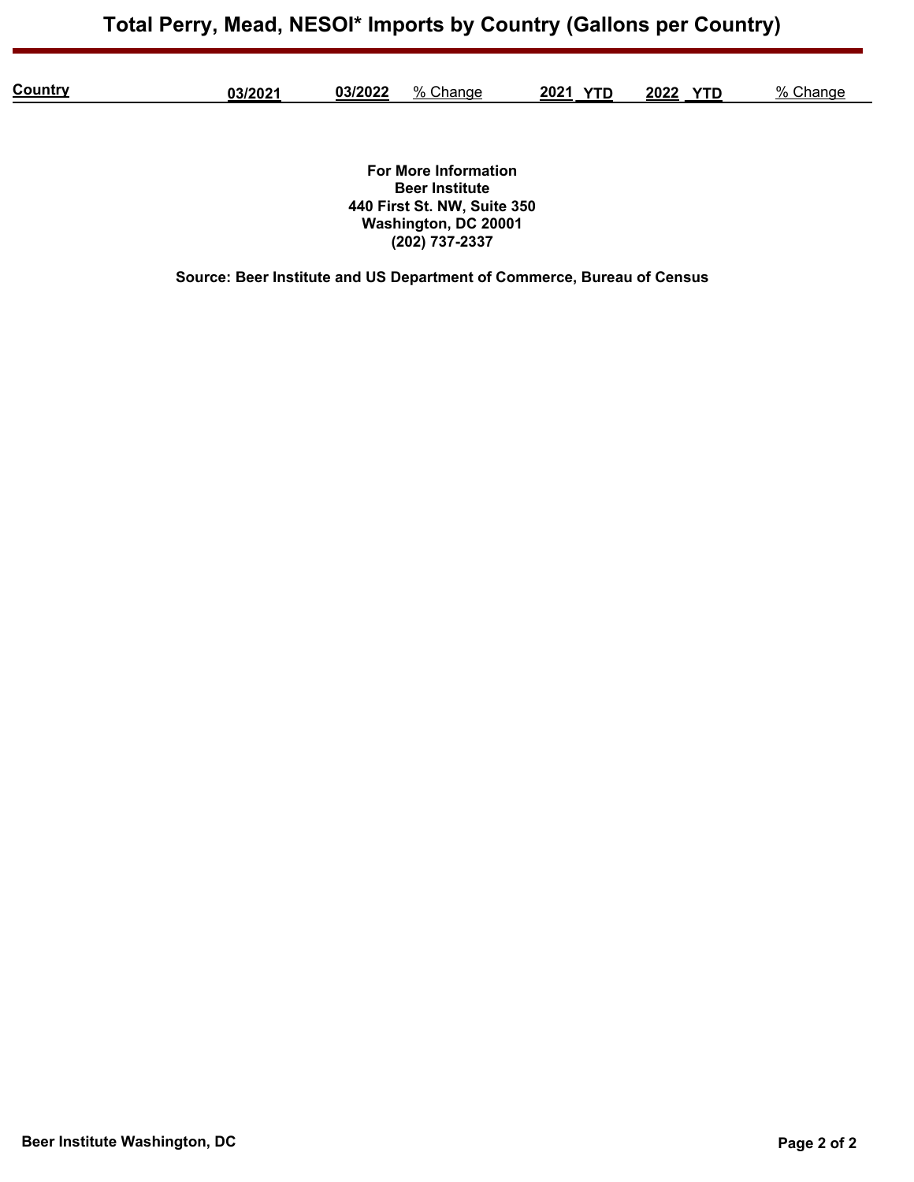# Total Perry, Mead, NESOI* Imports by Country (Gallons per Country)

| Country | 03/2021 | 03/2022 | % Change | 2021 YTD | 2022 YTD | % Change |
|---|---|---|---|---|---|---|

**For More Information**
**Beer Institute**
**440 First St. NW, Suite 350**
**Washington, DC 20001**
**(202) 737-2337**

**Source: Beer Institute and US Department of Commerce, Bureau of Census**